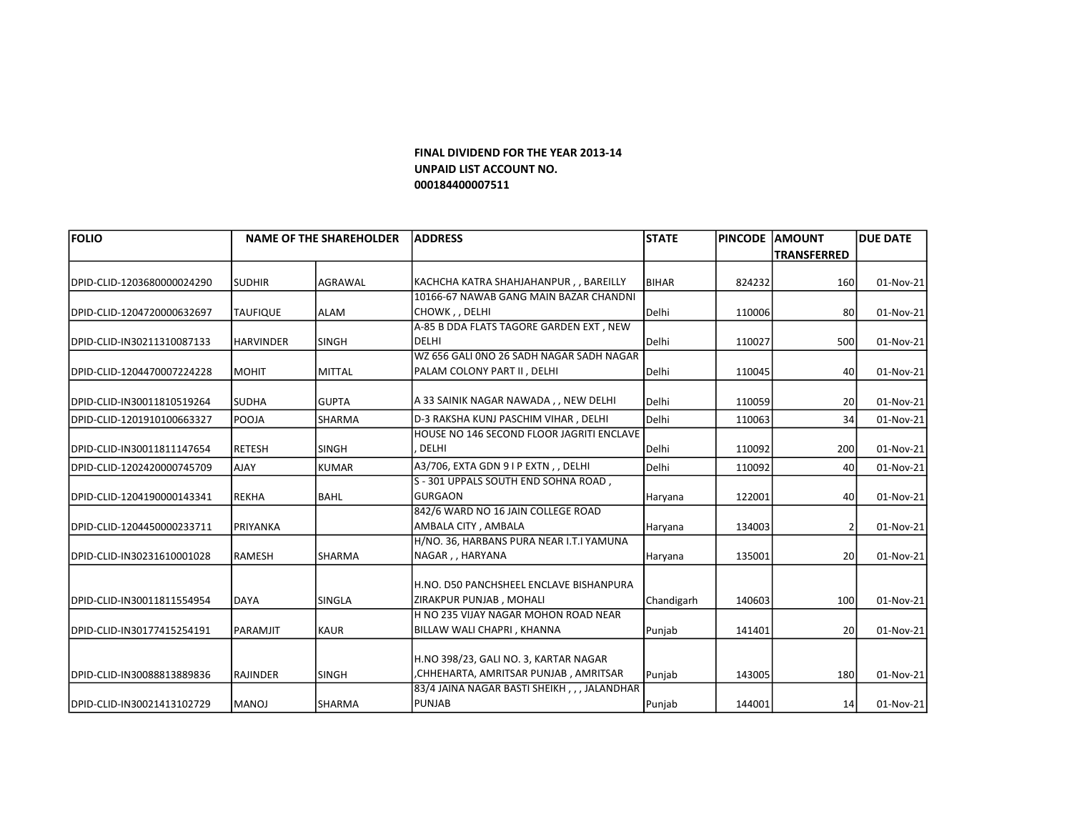**FINAL DIVIDEND FOR THE YEAR 2013-14**
**UNPAID LIST ACCOUNT NO.**
**000184400007511**

| FOLIO | NAME OF THE SHAREHOLDER | | ADDRESS | STATE | PINCODE | AMOUNT TRANSFERRED | DUE DATE |
|---|---|---|---|---|---|---|---|
| DPID-CLID-1203680000024290 | SUDHIR | AGRAWAL | KACHCHA KATRA SHAHJAHANPUR , , BAREILLY | BIHAR | 824232 | 160 | 01-Nov-21 |
| DPID-CLID-1204720000632697 | TAUFIQUE | ALAM | 10166-67 NAWAB GANG MAIN BAZAR CHANDNI CHOWK , , DELHI | Delhi | 110006 | 80 | 01-Nov-21 |
| DPID-CLID-IN30211310087133 | HARVINDER | SINGH | A-85 B DDA FLATS TAGORE GARDEN EXT , NEW DELHI | Delhi | 110027 | 500 | 01-Nov-21 |
| DPID-CLID-1204470007224228 | MOHIT | MITTAL | WZ 656 GALI 0NO 26 SADH NAGAR SADH NAGAR PALAM COLONY PART II , DELHI | Delhi | 110045 | 40 | 01-Nov-21 |
| DPID-CLID-IN30011810519264 | SUDHA | GUPTA | A 33 SAINIK NAGAR NAWADA , , NEW DELHI | Delhi | 110059 | 20 | 01-Nov-21 |
| DPID-CLID-1201910100663327 | POOJA | SHARMA | D-3 RAKSHA KUNJ PASCHIM VIHAR , DELHI | Delhi | 110063 | 34 | 01-Nov-21 |
| DPID-CLID-IN30011811147654 | RETESH | SINGH | HOUSE NO 146 SECOND FLOOR JAGRITI ENCLAVE , DELHI | Delhi | 110092 | 200 | 01-Nov-21 |
| DPID-CLID-1202420000745709 | AJAY | KUMAR | A3/706, EXTA GDN 9 I P EXTN , , DELHI | Delhi | 110092 | 40 | 01-Nov-21 |
| DPID-CLID-1204190000143341 | REKHA | BAHL | S - 301 UPPALS SOUTH END SOHNA ROAD , GURGAON | Haryana | 122001 | 40 | 01-Nov-21 |
| DPID-CLID-1204450000233711 | PRIYANKA | | 842/6 WARD NO 16 JAIN COLLEGE ROAD AMBALA CITY , AMBALA | Haryana | 134003 | 2 | 01-Nov-21 |
| DPID-CLID-IN30231610001028 | RAMESH | SHARMA | H/NO. 36, HARBANS PURA NEAR I.T.I YAMUNA NAGAR , , HARYANA | Haryana | 135001 | 20 | 01-Nov-21 |
| DPID-CLID-IN30011811554954 | DAYA | SINGLA | H.NO. D50 PANCHSHEEL ENCLAVE BISHANPURA ZIRAKPUR PUNJAB , MOHALI | Chandigarh | 140603 | 100 | 01-Nov-21 |
| DPID-CLID-IN30177415254191 | PARAMJIT | KAUR | H NO 235 VIJAY NAGAR MOHON ROAD NEAR BILLAW WALI CHAPRI , KHANNA | Punjab | 141401 | 20 | 01-Nov-21 |
| DPID-CLID-IN30088813889836 | RAJINDER | SINGH | H.NO 398/23, GALI NO. 3, KARTAR NAGAR ,CHHEHARTA, AMRITSAR PUNJAB , AMRITSAR | Punjab | 143005 | 180 | 01-Nov-21 |
| DPID-CLID-IN30021413102729 | MANOJ | SHARMA | 83/4 JAINA NAGAR BASTI SHEIKH , , , JALANDHAR PUNJAB | Punjab | 144001 | 14 | 01-Nov-21 |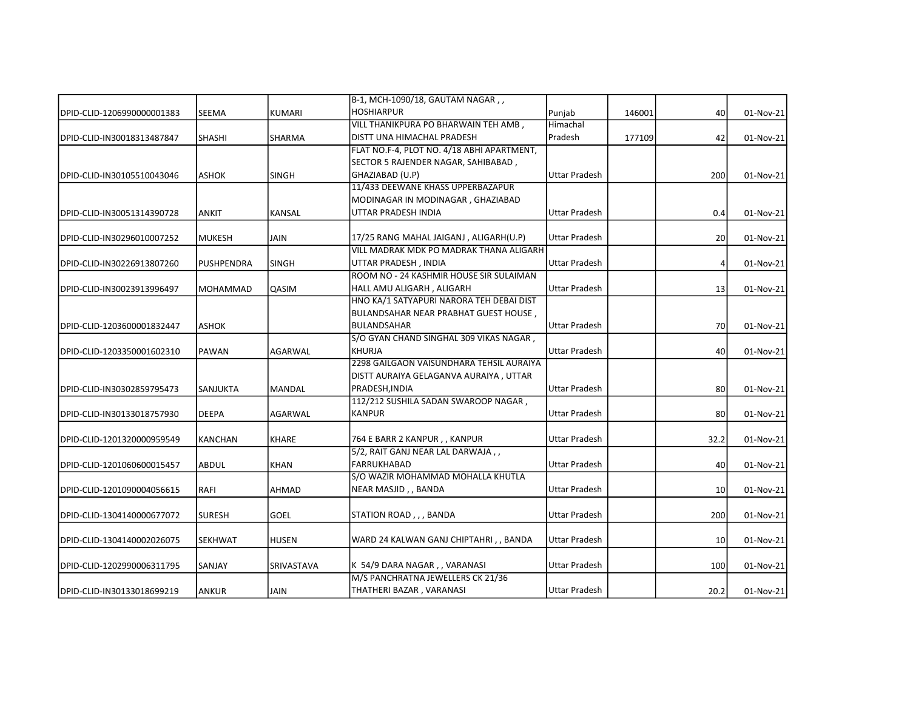| | | | | | | | |
|---|---|---|---|---|---|---|---|
| DPID-CLID-1206990000001383 | SEEMA | KUMARI | B-1, MCH-1090/18, GAUTAM NAGAR , , HOSHIARPUR | Punjab | 146001 | 40 | 01-Nov-21 |
| DPID-CLID-IN30018313487847 | SHASHI | SHARMA | VILL THANIKPURA PO BHARWAIN TEH AMB , DISTT UNA HIMACHAL PRADESH | Himachal Pradesh | 177109 | 42 | 01-Nov-21 |
| DPID-CLID-IN30105510043046 | ASHOK | SINGH | FLAT NO.F-4, PLOT NO. 4/18 ABHI APARTMENT, SECTOR 5 RAJENDER NAGAR, SAHIBABAD , GHAZIABAD (U.P) | Uttar Pradesh | | 200 | 01-Nov-21 |
| DPID-CLID-IN30051314390728 | ANKIT | KANSAL | 11/433 DEEWANE KHASS UPPERBAZAPUR MODINAGAR IN MODINAGAR , GHAZIABAD UTTAR PRADESH INDIA | Uttar Pradesh | | 0.4 | 01-Nov-21 |
| DPID-CLID-IN30296010007252 | MUKESH | JAIN | 17/25 RANG MAHAL JAIGANJ , ALIGARH(U.P) | Uttar Pradesh | | 20 | 01-Nov-21 |
| DPID-CLID-IN30226913807260 | PUSHPENDRA | SINGH | VILL MADRAK MDK PO MADRAK THANA ALIGARH UTTAR PRADESH , INDIA | Uttar Pradesh | | 4 | 01-Nov-21 |
| DPID-CLID-IN30023913996497 | MOHAMMAD | QASIM | ROOM NO - 24 KASHMIR HOUSE SIR SULAIMAN HALL AMU ALIGARH , ALIGARH | Uttar Pradesh | | 13 | 01-Nov-21 |
| DPID-CLID-1203600001832447 | ASHOK | | HNO KA/1 SATYAPURI NARORA TEH DEBAI DIST BULANDSAHAR NEAR PRABHAT GUEST HOUSE , BULANDSAHAR | Uttar Pradesh | | 70 | 01-Nov-21 |
| DPID-CLID-1203350001602310 | PAWAN | AGARWAL | S/O GYAN CHAND SINGHAL 309 VIKAS NAGAR , KHURJA | Uttar Pradesh | | 40 | 01-Nov-21 |
| DPID-CLID-IN30302859795473 | SANJUKTA | MANDAL | 2298 GAILGAON VAISUNDHARA TEHSIL AURAIYA DISTT AURAIYA GELAGANVA AURAIYA , UTTAR PRADESH,INDIA | Uttar Pradesh | | 80 | 01-Nov-21 |
| DPID-CLID-IN30133018757930 | DEEPA | AGARWAL | 112/212 SUSHILA SADAN SWAROOP NAGAR , KANPUR | Uttar Pradesh | | 80 | 01-Nov-21 |
| DPID-CLID-1201320000959549 | KANCHAN | KHARE | 764 E BARR 2 KANPUR , , KANPUR | Uttar Pradesh | | 32.2 | 01-Nov-21 |
| DPID-CLID-1201060600015457 | ABDUL | KHAN | 5/2, RAIT GANJ NEAR LAL DARWAJA , , FARRUKHABAD | Uttar Pradesh | | 40 | 01-Nov-21 |
| DPID-CLID-1201090004056615 | RAFI | AHMAD | S/O WAZIR MOHAMMAD MOHALLA KHUTLA NEAR MASJID , , BANDA | Uttar Pradesh | | 10 | 01-Nov-21 |
| DPID-CLID-1304140000677072 | SURESH | GOEL | STATION ROAD , , , BANDA | Uttar Pradesh | | 200 | 01-Nov-21 |
| DPID-CLID-1304140002026075 | SEKHWAT | HUSEN | WARD 24 KALWAN GANJ CHIPTAHRI , , BANDA | Uttar Pradesh | | 10 | 01-Nov-21 |
| DPID-CLID-1202990006311795 | SANJAY | SRIVASTAVA | K 54/9 DARA NAGAR , , VARANASI | Uttar Pradesh | | 100 | 01-Nov-21 |
| DPID-CLID-IN30133018699219 | ANKUR | JAIN | M/S PANCHRATNA JEWELLERS CK 21/36 THATHERI BAZAR , VARANASI | Uttar Pradesh | | 20.2 | 01-Nov-21 |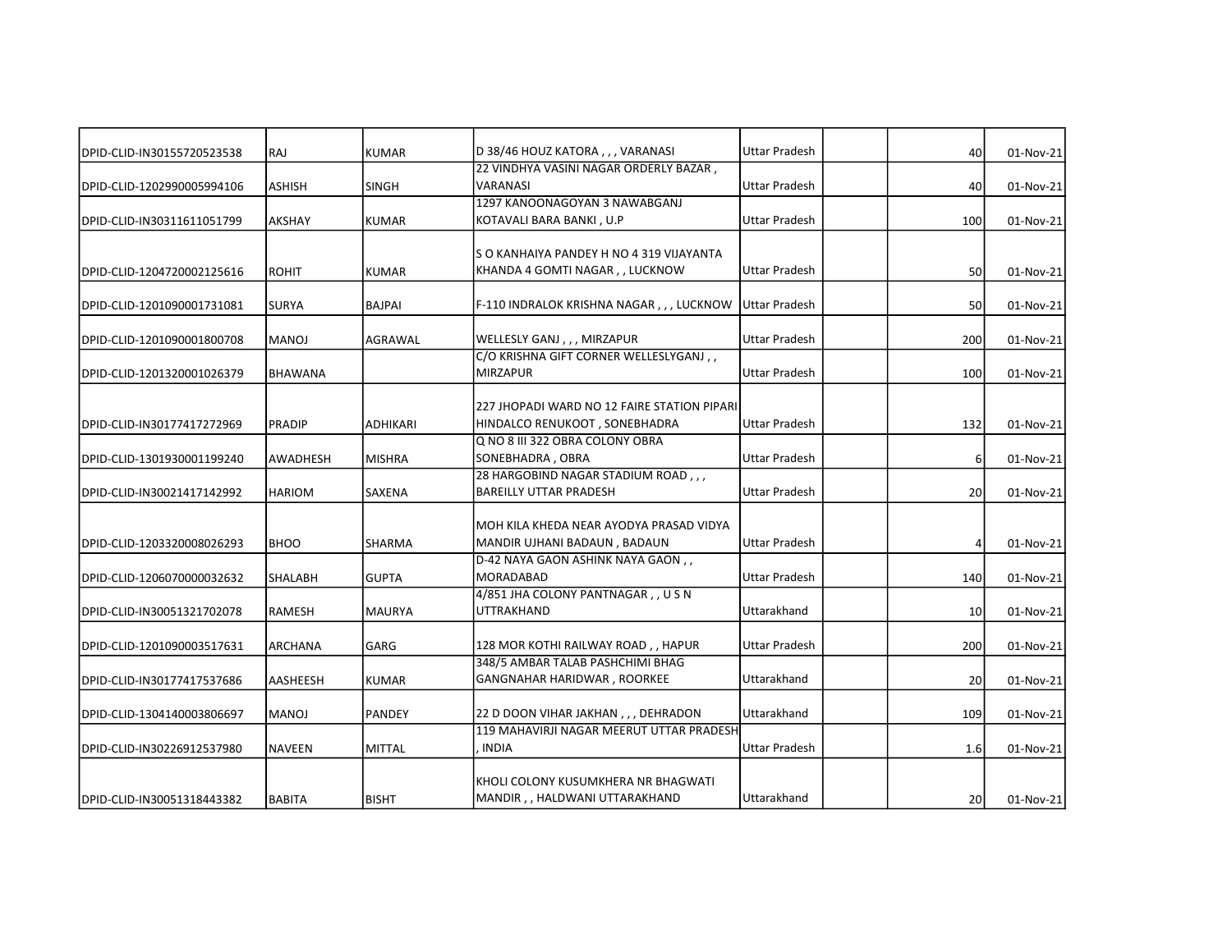| | | | | | | | |
|---|---|---|---|---|---|---|---|
| DPID-CLID-IN30155720523538 | RAJ | KUMAR | D 38/46 HOUZ KATORA , , , VARANASI | Uttar Pradesh | | 40 | 01-Nov-21 |
| DPID-CLID-1202990005994106 | ASHISH | SINGH | 22 VINDHYA VASINI NAGAR ORDERLY BAZAR , VARANASI | Uttar Pradesh | | 40 | 01-Nov-21 |
| DPID-CLID-IN30311611051799 | AKSHAY | KUMAR | 1297 KANOONAGOYAN 3 NAWABGANJ KOTAVALI BARA BANKI , U.P | Uttar Pradesh | | 100 | 01-Nov-21 |
| DPID-CLID-1204720002125616 | ROHIT | KUMAR | S O KANHAIYA PANDEY H NO 4 319 VIJAYANTA KHANDA 4 GOMTI NAGAR , , LUCKNOW | Uttar Pradesh | | 50 | 01-Nov-21 |
| DPID-CLID-1201090001731081 | SURYA | BAJPAI | F-110 INDRALOK KRISHNA NAGAR , , , LUCKNOW | Uttar Pradesh | | 50 | 01-Nov-21 |
| DPID-CLID-1201090001800708 | MANOJ | AGRAWAL | WELLESLY GANJ , , , MIRZAPUR | Uttar Pradesh | | 200 | 01-Nov-21 |
| DPID-CLID-1201320001026379 | BHAWANA | | C/O KRISHNA GIFT CORNER WELLESLYGANJ , , MIRZAPUR | Uttar Pradesh | | 100 | 01-Nov-21 |
| DPID-CLID-IN30177417272969 | PRADIP | ADHIKARI | 227 JHOPADI WARD NO 12 FAIRE STATION PIPARI HINDALCO RENUKOOT , SONEBHADRA | Uttar Pradesh | | 132 | 01-Nov-21 |
| DPID-CLID-1301930001199240 | AWADHESH | MISHRA | Q NO 8 III 322 OBRA COLONY OBRA SONEBHADRA , OBRA | Uttar Pradesh | | 6 | 01-Nov-21 |
| DPID-CLID-IN30021417142992 | HARIOM | SAXENA | 28 HARGOBIND NAGAR STADIUM ROAD , , , BAREILLY UTTAR PRADESH | Uttar Pradesh | | 20 | 01-Nov-21 |
| DPID-CLID-1203320008026293 | BHOO | SHARMA | MOH KILA KHEDA NEAR AYODYA PRASAD VIDYA MANDIR UJHANI BADAUN , BADAUN | Uttar Pradesh | | 4 | 01-Nov-21 |
| DPID-CLID-1206070000032632 | SHALABH | GUPTA | D-42 NAYA GAON ASHINK NAYA GAON , , MORADABAD | Uttar Pradesh | | 140 | 01-Nov-21 |
| DPID-CLID-IN30051321702078 | RAMESH | MAURYA | 4/851 JHA COLONY PANTNAGAR , , U S N UTTRAKHAND | Uttarakhand | | 10 | 01-Nov-21 |
| DPID-CLID-1201090003517631 | ARCHANA | GARG | 128 MOR KOTHI RAILWAY ROAD , , HAPUR | Uttar Pradesh | | 200 | 01-Nov-21 |
| DPID-CLID-IN30177417537686 | AASHEESH | KUMAR | 348/5 AMBAR TALAB PASHCHIMI BHAG GANGNAHAR HARIDWAR , ROORKEE | Uttarakhand | | 20 | 01-Nov-21 |
| DPID-CLID-1304140003806697 | MANOJ | PANDEY | 22 D DOON VIHAR JAKHAN , , , DEHRADON | Uttarakhand | | 109 | 01-Nov-21 |
| DPID-CLID-IN30226912537980 | NAVEEN | MITTAL | 119 MAHAVIRJI NAGAR MEERUT UTTAR PRADESH , INDIA | Uttar Pradesh | | 1.6 | 01-Nov-21 |
| DPID-CLID-IN30051318443382 | BABITA | BISHT | KHOLI COLONY KUSUMKHERA NR BHAGWATI MANDIR , , HALDWANI UTTARAKHAND | Uttarakhand | | 20 | 01-Nov-21 |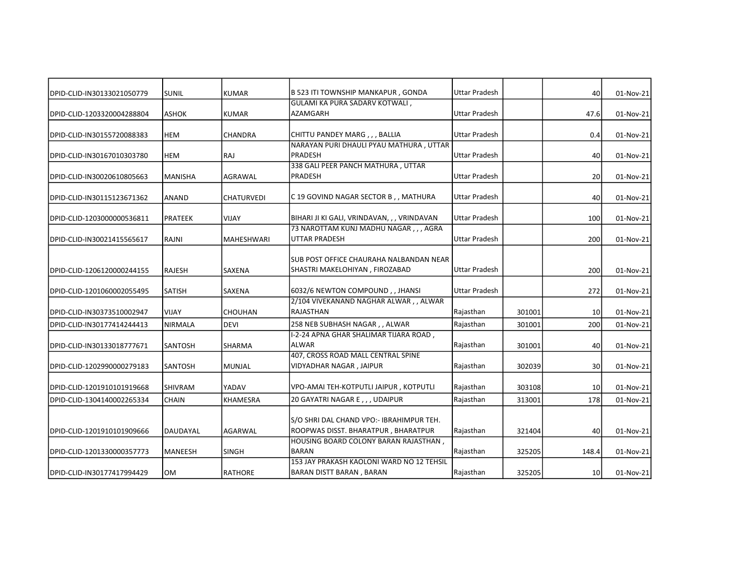| | | | | | | | |
|---|---|---|---|---|---|---|---|
| DPID-CLID-IN30133021050779 | SUNIL | KUMAR | B 523 ITI TOWNSHIP MANKAPUR , GONDA | Uttar Pradesh | | 40 | 01-Nov-21 |
| DPID-CLID-1203320004288804 | ASHOK | KUMAR | GULAMI KA PURA SADARV KOTWALI , AZAMGARH | Uttar Pradesh | | 47.6 | 01-Nov-21 |
| DPID-CLID-IN30155720088383 | HEM | CHANDRA | CHITTU PANDEY MARG , , , BALLIA | Uttar Pradesh | | 0.4 | 01-Nov-21 |
| DPID-CLID-IN30167010303780 | HEM | RAJ | NARAYAN PURI DHAULI PYAU MATHURA , UTTAR PRADESH | Uttar Pradesh | | 40 | 01-Nov-21 |
| DPID-CLID-IN30020610805663 | MANISHA | AGRAWAL | 338 GALI PEER PANCH MATHURA , UTTAR PRADESH | Uttar Pradesh | | 20 | 01-Nov-21 |
| DPID-CLID-IN30115123671362 | ANAND | CHATURVEDI | C 19 GOVIND NAGAR SECTOR B , , MATHURA | Uttar Pradesh | | 40 | 01-Nov-21 |
| DPID-CLID-1203000000536811 | PRATEEK | VIJAY | BIHARI JI KI GALI, VRINDAVAN, , , VRINDAVAN | Uttar Pradesh | | 100 | 01-Nov-21 |
| DPID-CLID-IN30021415565617 | RAJNI | MAHESHWARI | 73 NAROTTAM KUNJ MADHU NAGAR , , , AGRA UTTAR PRADESH | Uttar Pradesh | | 200 | 01-Nov-21 |
| DPID-CLID-1206120000244155 | RAJESH | SAXENA | SUB POST OFFICE CHAURAHA NALBANDAN NEAR SHASTRI MAKELOHIYAN , FIROZABAD | Uttar Pradesh | | 200 | 01-Nov-21 |
| DPID-CLID-1201060002055495 | SATISH | SAXENA | 6032/6 NEWTON COMPOUND , , JHANSI | Uttar Pradesh | | 272 | 01-Nov-21 |
| DPID-CLID-IN30373510002947 | VIJAY | CHOUHAN | 2/104 VIVEKANAND NAGHAR ALWAR , , ALWAR RAJASTHAN | Rajasthan | 301001 | 10 | 01-Nov-21 |
| DPID-CLID-IN30177414244413 | NIRMALA | DEVI | 258 NEB SUBHASH NAGAR , , ALWAR | Rajasthan | 301001 | 200 | 01-Nov-21 |
| DPID-CLID-IN30133018777671 | SANTOSH | SHARMA | I-2-24 APNA GHAR SHALIMAR TIJARA ROAD , ALWAR | Rajasthan | 301001 | 40 | 01-Nov-21 |
| DPID-CLID-1202990000279183 | SANTOSH | MUNJAL | 407, CROSS ROAD MALL CENTRAL SPINE VIDYADHAR NAGAR , JAIPUR | Rajasthan | 302039 | 30 | 01-Nov-21 |
| DPID-CLID-1201910101919668 | SHIVRAM | YADAV | VPO-AMAI TEH-KOTPUTLI JAIPUR , KOTPUTLI | Rajasthan | 303108 | 10 | 01-Nov-21 |
| DPID-CLID-1304140002265334 | CHAIN | KHAMESRA | 20 GAYATRI NAGAR E , , , UDAIPUR | Rajasthan | 313001 | 178 | 01-Nov-21 |
| DPID-CLID-1201910101909666 | DAUDAYAL | AGARWAL | S/O SHRI DAL CHAND VPO:- IBRAHIMPUR TEH. ROOPWAS DISST. BHARATPUR , BHARATPUR | Rajasthan | 321404 | 40 | 01-Nov-21 |
| DPID-CLID-1201330000357773 | MANEESH | SINGH | HOUSING BOARD COLONY BARAN RAJASTHAN , BARAN | Rajasthan | 325205 | 148.4 | 01-Nov-21 |
| DPID-CLID-IN30177417994429 | OM | RATHORE | 153 JAY PRAKASH KAOLONI WARD NO 12 TEHSIL BARAN DISTT BARAN , BARAN | Rajasthan | 325205 | 10 | 01-Nov-21 |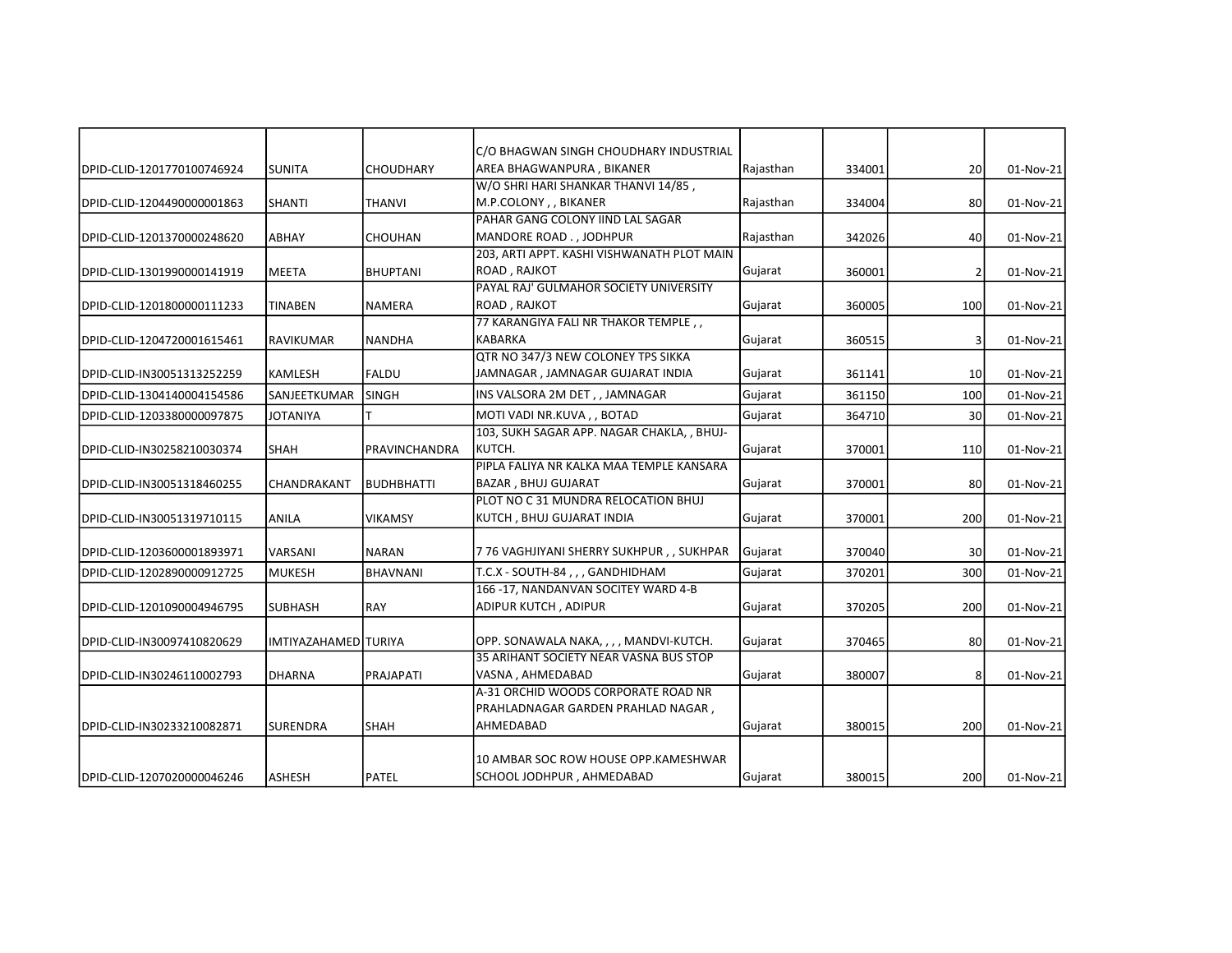| | | | | | | | |
|---|---|---|---|---|---|---|---|
| DPID-CLID-1201770100746924 | SUNITA | CHOUDHARY | C/O BHAGWAN SINGH CHOUDHARY INDUSTRIAL AREA BHAGWANPURA , BIKANER | Rajasthan | 334001 | 20 | 01-Nov-21 |
| DPID-CLID-1204490000001863 | SHANTI | THANVI | W/O SHRI HARI SHANKAR THANVI 14/85 , M.P.COLONY , , BIKANER | Rajasthan | 334004 | 80 | 01-Nov-21 |
| DPID-CLID-1201370000248620 | ABHAY | CHOUHAN | PAHAR GANG COLONY IIND LAL SAGAR MANDORE ROAD . , JODHPUR | Rajasthan | 342026 | 40 | 01-Nov-21 |
| DPID-CLID-1301990000141919 | MEETA | BHUPTANI | 203, ARTI APPT. KASHI VISHWANATH PLOT MAIN ROAD , RAJKOT | Gujarat | 360001 | 2 | 01-Nov-21 |
| DPID-CLID-1201800000111233 | TINABEN | NAMERA | PAYAL RAJ' GULMAHOR SOCIETY UNIVERSITY ROAD , RAJKOT | Gujarat | 360005 | 100 | 01-Nov-21 |
| DPID-CLID-1204720001615461 | RAVIKUMAR | NANDHA | 77 KARANGIYA FALI NR THAKOR TEMPLE , , KABARKA | Gujarat | 360515 | 3 | 01-Nov-21 |
| DPID-CLID-IN30051313252259 | KAMLESH | FALDU | QTR NO 347/3 NEW COLONEY TPS SIKKA JAMNAGAR , JAMNAGAR GUJARAT INDIA | Gujarat | 361141 | 10 | 01-Nov-21 |
| DPID-CLID-1304140004154586 | SANJEETKUMAR | SINGH | INS VALSORA 2M DET , , JAMNAGAR | Gujarat | 361150 | 100 | 01-Nov-21 |
| DPID-CLID-1203380000097875 | JOTANIYA | T | MOTI VADI NR.KUVA , , BOTAD | Gujarat | 364710 | 30 | 01-Nov-21 |
| DPID-CLID-IN30258210030374 | SHAH | PRAVINCHANDRA | 103, SUKH SAGAR APP. NAGAR CHAKLA, , BHUJ-KUTCH. | Gujarat | 370001 | 110 | 01-Nov-21 |
| DPID-CLID-IN30051318460255 | CHANDRAKANT | BUDHBHATTI | PIPLA FALIYA NR KALKA MAA TEMPLE KANSARA BAZAR , BHUJ GUJARAT | Gujarat | 370001 | 80 | 01-Nov-21 |
| DPID-CLID-IN30051319710115 | ANILA | VIKAMSY | PLOT NO C 31 MUNDRA RELOCATION BHUJ KUTCH , BHUJ GUJARAT INDIA | Gujarat | 370001 | 200 | 01-Nov-21 |
| DPID-CLID-1203600001893971 | VARSANI | NARAN | 7 76 VAGHJIYANI SHERRY SUKHPUR , , SUKHPAR | Gujarat | 370040 | 30 | 01-Nov-21 |
| DPID-CLID-1202890000912725 | MUKESH | BHAVNANI | T.C.X - SOUTH-84 , , , GANDHIDHAM | Gujarat | 370201 | 300 | 01-Nov-21 |
| DPID-CLID-1201090004946795 | SUBHASH | RAY | 166 -17, NANDANVAN SOCITEY WARD 4-B ADIPUR KUTCH , ADIPUR | Gujarat | 370205 | 200 | 01-Nov-21 |
| DPID-CLID-IN30097410820629 | IMTIYAZAHAMED | TURIYA | OPP. SONAWALA NAKA, , , , MANDVI-KUTCH. | Gujarat | 370465 | 80 | 01-Nov-21 |
| DPID-CLID-IN30246110002793 | DHARNA | PRAJAPATI | 35 ARIHANT SOCIETY NEAR VASNA BUS STOP VASNA , AHMEDABAD | Gujarat | 380007 | 8 | 01-Nov-21 |
| DPID-CLID-IN30233210082871 | SURENDRA | SHAH | A-31 ORCHID WOODS CORPORATE ROAD NR PRAHLADNAGAR GARDEN PRAHLAD NAGAR , AHMEDABAD | Gujarat | 380015 | 200 | 01-Nov-21 |
| DPID-CLID-1207020000046246 | ASHESH | PATEL | 10 AMBAR SOC ROW HOUSE OPP.KAMESHWAR SCHOOL JODHPUR , AHMEDABAD | Gujarat | 380015 | 200 | 01-Nov-21 |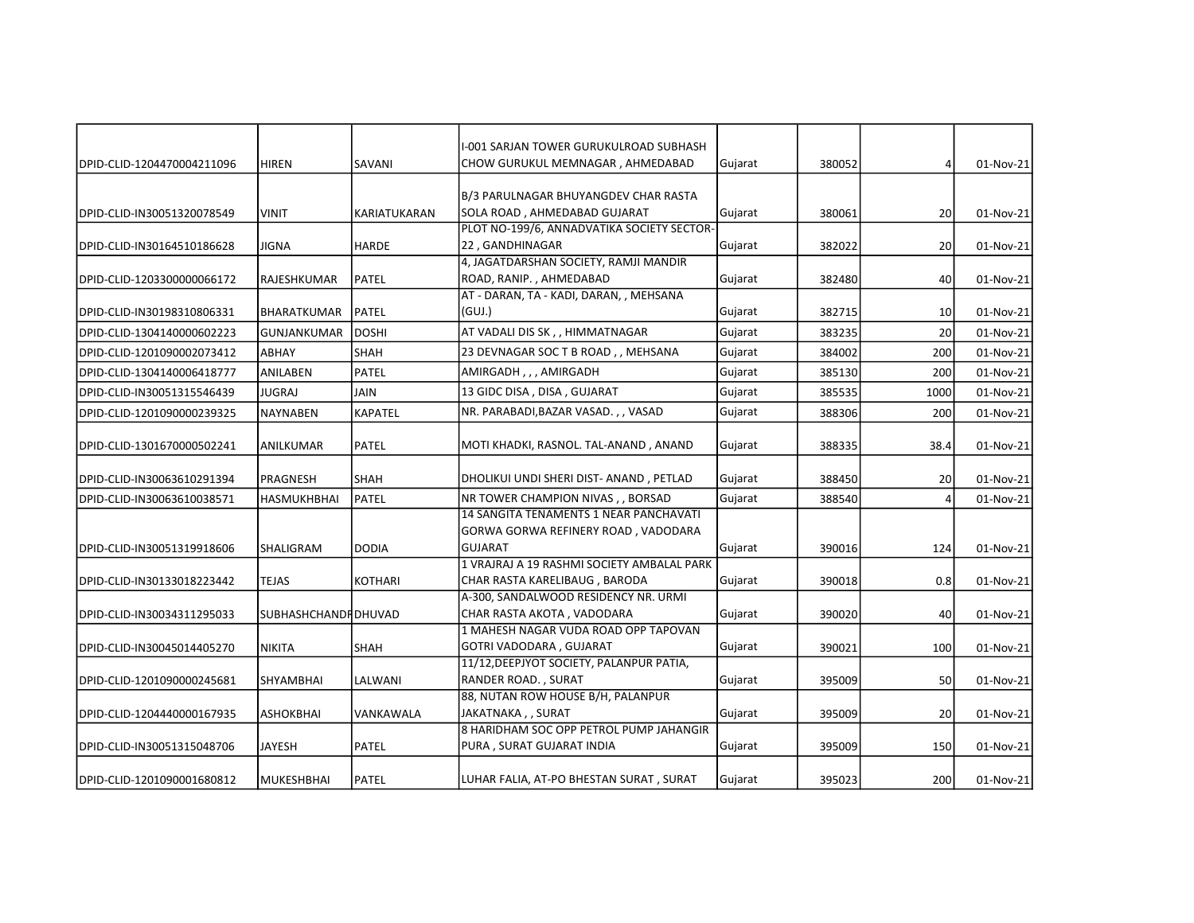| | | | | | | | |
|---|---|---|---|---|---|---|---|
| DPID-CLID-1204470004211096 | HIREN | SAVANI | I-001 SARJAN TOWER GURUKULROAD SUBHASH CHOW GURUKUL MEMNAGAR , AHMEDABAD | Gujarat | 380052 | 4 | 01-Nov-21 |
| DPID-CLID-IN30051320078549 | VINIT | KARIATUKARAN | B/3 PARULNAGAR BHUYANGDEV CHAR RASTA SOLA ROAD , AHMEDABAD GUJARAT | Gujarat | 380061 | 20 | 01-Nov-21 |
| DPID-CLID-IN30164510186628 | JIGNA | HARDE | PLOT NO-199/6, ANNADVATIKA SOCIETY SECTOR-22 , GANDHINAGAR | Gujarat | 382022 | 20 | 01-Nov-21 |
| DPID-CLID-1203300000066172 | RAJESHKUMAR | PATEL | 4, JAGATDARSHAN SOCIETY, RAMJI MANDIR ROAD, RANIP. , AHMEDABAD | Gujarat | 382480 | 40 | 01-Nov-21 |
| DPID-CLID-IN30198310806331 | BHARATKUMAR | PATEL | AT - DARAN, TA - KADI, DARAN, , MEHSANA (GUJ.) | Gujarat | 382715 | 10 | 01-Nov-21 |
| DPID-CLID-1304140000602223 | GUNJANKUMAR | DOSHI | AT VADALI DIS SK , , HIMMATNAGAR | Gujarat | 383235 | 20 | 01-Nov-21 |
| DPID-CLID-1201090002073412 | ABHAY | SHAH | 23 DEVNAGAR SOC T B ROAD , , MEHSANA | Gujarat | 384002 | 200 | 01-Nov-21 |
| DPID-CLID-1304140006418777 | ANILABEN | PATEL | AMIRGADH , , , AMIRGADH | Gujarat | 385130 | 200 | 01-Nov-21 |
| DPID-CLID-IN30051315546439 | JUGRAJ | JAIN | 13 GIDC DISA , DISA , GUJARAT | Gujarat | 385535 | 1000 | 01-Nov-21 |
| DPID-CLID-1201090000239325 | NAYNABEN | KAPATEL | NR. PARABADI,BAZAR VASAD. , , VASAD | Gujarat | 388306 | 200 | 01-Nov-21 |
| DPID-CLID-1301670000502241 | ANILKUMAR | PATEL | MOTI KHADKI, RASNOL. TAL-ANAND , ANAND | Gujarat | 388335 | 38.4 | 01-Nov-21 |
| DPID-CLID-IN30063610291394 | PRAGNESH | SHAH | DHOLIKUI UNDI SHERI DIST- ANAND , PETLAD | Gujarat | 388450 | 20 | 01-Nov-21 |
| DPID-CLID-IN30063610038571 | HASMUKHBHAI | PATEL | NR TOWER CHAMPION NIVAS , , BORSAD | Gujarat | 388540 | 4 | 01-Nov-21 |
| DPID-CLID-IN30051319918606 | SHALIGRAM | DODIA | 14 SANGITA TENAMENTS 1 NEAR PANCHAVATI GORWA GORWA REFINERY ROAD , VADODARA GUJARAT | Gujarat | 390016 | 124 | 01-Nov-21 |
| DPID-CLID-IN30133018223442 | TEJAS | KOTHARI | 1 VRAJRAJ A 19 RASHMI SOCIETY AMBALAL PARK CHAR RASTA KARELIBAUG , BARODA | Gujarat | 390018 | 0.8 | 01-Nov-21 |
| DPID-CLID-IN30034311295033 | SUBHASHCHANDR | DHUVAD | A-300, SANDALWOOD RESIDENCY NR. URMI CHAR RASTA AKOTA , VADODARA | Gujarat | 390020 | 40 | 01-Nov-21 |
| DPID-CLID-IN30045014405270 | NIKITA | SHAH | 1 MAHESH NAGAR VUDA ROAD OPP TAPOVAN GOTRI VADODARA , GUJARAT | Gujarat | 390021 | 100 | 01-Nov-21 |
| DPID-CLID-1201090000245681 | SHYAMBHAI | LALWANI | 11/12,DEEPJYOT SOCIETY, PALANPUR PATIA, RANDER ROAD. , SURAT | Gujarat | 395009 | 50 | 01-Nov-21 |
| DPID-CLID-1204440000167935 | ASHOKBHAI | VANKAWALA | 88, NUTAN ROW HOUSE B/H, PALANPUR JAKATNAKA , , SURAT | Gujarat | 395009 | 20 | 01-Nov-21 |
| DPID-CLID-IN30051315048706 | JAYESH | PATEL | 8 HARIDHAM SOC OPP PETROL PUMP JAHANGIR PURA , SURAT GUJARAT INDIA | Gujarat | 395009 | 150 | 01-Nov-21 |
| DPID-CLID-1201090001680812 | MUKESHBHAI | PATEL | LUHAR FALIA, AT-PO BHESTAN SURAT , SURAT | Gujarat | 395023 | 200 | 01-Nov-21 |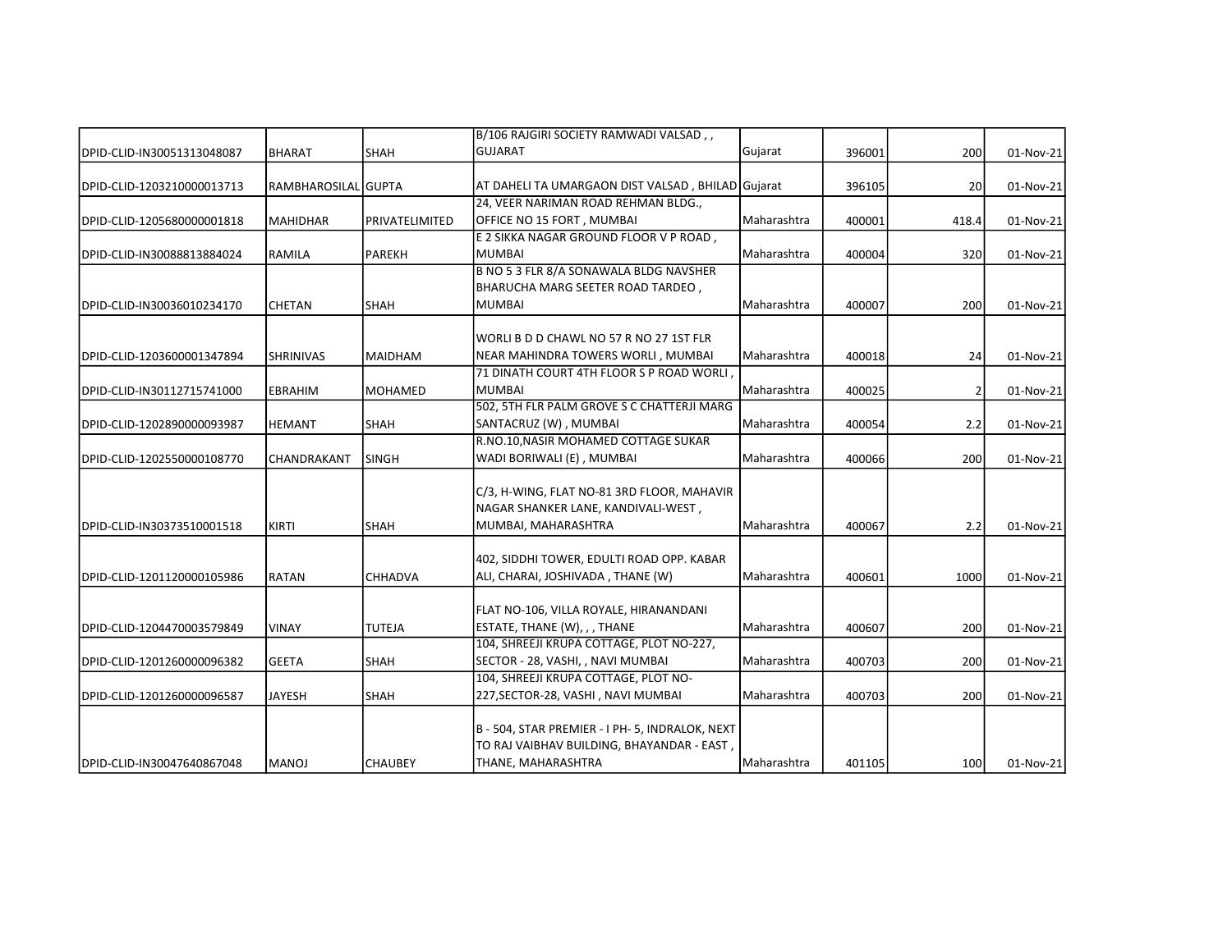| | | | | | | | |
|---|---|---|---|---|---|---|---|
| DPID-CLID-IN30051313048087 | BHARAT | SHAH | B/106 RAJGIRI SOCIETY RAMWADI VALSAD , , GUJARAT | Gujarat | 396001 | 200 | 01-Nov-21 |
| DPID-CLID-1203210000013713 | RAMBHAROSILAL | GUPTA | AT DAHELI TA UMARGAON DIST VALSAD , BHILAD | Gujarat | 396105 | 20 | 01-Nov-21 |
| DPID-CLID-1205680000001818 | MAHIDHAR | PRIVATELIMITED | 24, VEER NARIMAN ROAD REHMAN BLDG., OFFICE NO 15 FORT , MUMBAI | Maharashtra | 400001 | 418.4 | 01-Nov-21 |
| DPID-CLID-IN30088813884024 | RAMILA | PAREKH | E 2 SIKKA NAGAR GROUND FLOOR V P ROAD , MUMBAI | Maharashtra | 400004 | 320 | 01-Nov-21 |
| DPID-CLID-IN30036010234170 | CHETAN | SHAH | B NO 5 3 FLR 8/A SONAWALA BLDG NAVSHER BHARUCHA MARG SEETER ROAD TARDEO , MUMBAI | Maharashtra | 400007 | 200 | 01-Nov-21 |
| DPID-CLID-1203600001347894 | SHRINIVAS | MAIDHAM | WORLI B D D CHAWL NO 57 R NO 27 1ST FLR NEAR MAHINDRA TOWERS WORLI , MUMBAI | Maharashtra | 400018 | 24 | 01-Nov-21 |
| DPID-CLID-IN30112715741000 | EBRAHIM | MOHAMED | 71 DINATH COURT 4TH FLOOR S P ROAD WORLI , MUMBAI | Maharashtra | 400025 | 2 | 01-Nov-21 |
| DPID-CLID-1202890000093987 | HEMANT | SHAH | 502, 5TH FLR PALM GROVE S C CHATTERJI MARG SANTACRUZ (W) , MUMBAI | Maharashtra | 400054 | 2.2 | 01-Nov-21 |
| DPID-CLID-1202550000108770 | CHANDRAKANT | SINGH | R.NO.10,NASIR MOHAMED COTTAGE SUKAR WADI BORIWALI (E) , MUMBAI | Maharashtra | 400066 | 200 | 01-Nov-21 |
| DPID-CLID-IN30373510001518 | KIRTI | SHAH | C/3, H-WING, FLAT NO-81 3RD FLOOR, MAHAVIR NAGAR SHANKER LANE, KANDIVALI-WEST , MUMBAI, MAHARASHTRA | Maharashtra | 400067 | 2.2 | 01-Nov-21 |
| DPID-CLID-1201120000105986 | RATAN | CHHADVA | 402, SIDDHI TOWER, EDULTI ROAD OPP. KABAR ALI, CHARAI, JOSHIVADA , THANE (W) | Maharashtra | 400601 | 1000 | 01-Nov-21 |
| DPID-CLID-1204470003579849 | VINAY | TUTEJA | FLAT NO-106, VILLA ROYALE, HIRANANDANI ESTATE, THANE (W), , , THANE | Maharashtra | 400607 | 200 | 01-Nov-21 |
| DPID-CLID-1201260000096382 | GEETA | SHAH | 104, SHREEJI KRUPA COTTAGE, PLOT NO-227, SECTOR - 28, VASHI, , NAVI MUMBAI | Maharashtra | 400703 | 200 | 01-Nov-21 |
| DPID-CLID-1201260000096587 | JAYESH | SHAH | 104, SHREEJI KRUPA COTTAGE, PLOT NO-227,SECTOR-28, VASHI , NAVI MUMBAI | Maharashtra | 400703 | 200 | 01-Nov-21 |
| DPID-CLID-IN30047640867048 | MANOJ | CHAUBEY | B - 504, STAR PREMIER - I PH- 5, INDRALOK, NEXT TO RAJ VAIBHAV BUILDING, BHAYANDAR - EAST , THANE, MAHARASHTRA | Maharashtra | 401105 | 100 | 01-Nov-21 |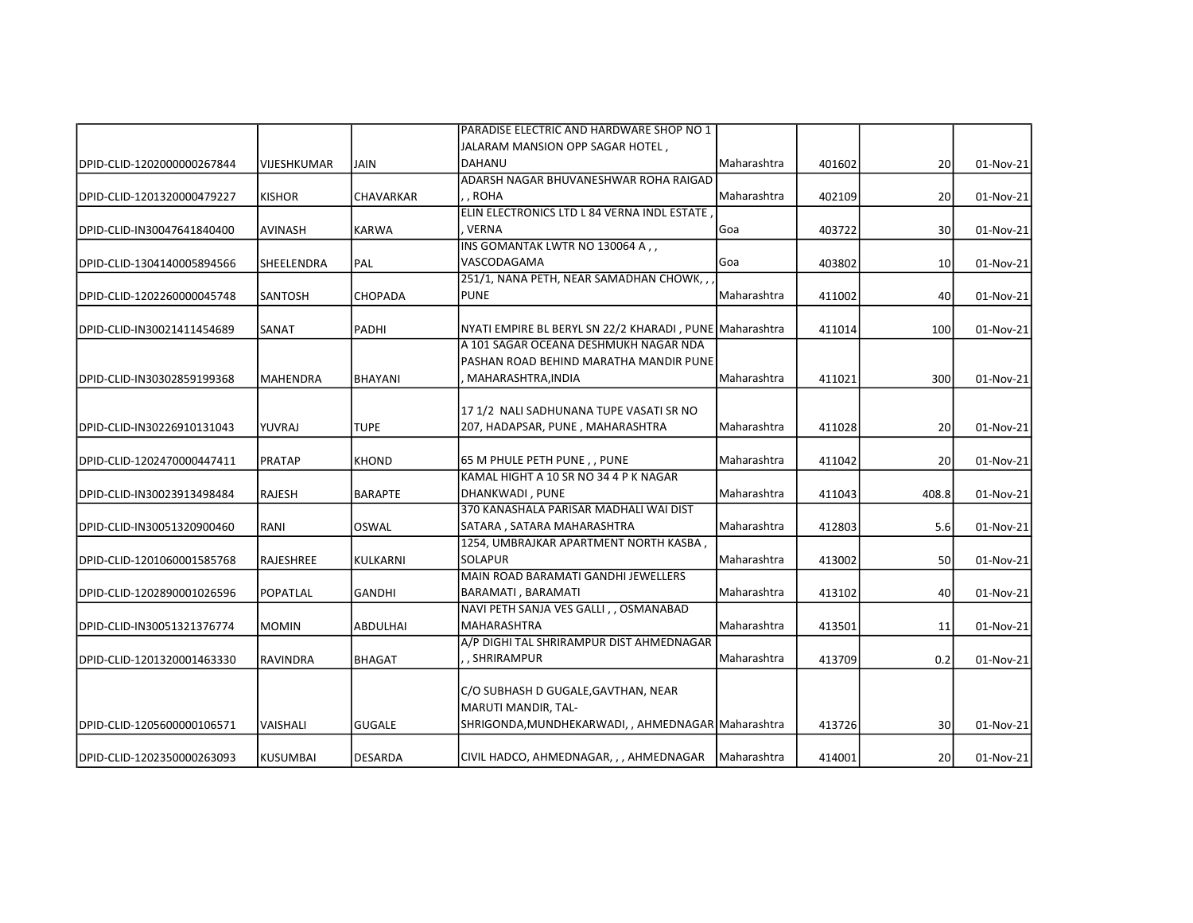| | | | | | | | |
|---|---|---|---|---|---|---|---|
| DPID-CLID-1202000000267844 | VIJESHKUMAR | JAIN | PARADISE ELECTRIC AND HARDWARE SHOP NO 1 JALARAM MANSION OPP SAGAR HOTEL , DAHANU | Maharashtra | 401602 | 20 | 01-Nov-21 |
| DPID-CLID-1201320000479227 | KISHOR | CHAVARKAR | ADARSH NAGAR BHUVANESHWAR ROHA RAIGAD , , ROHA | Maharashtra | 402109 | 20 | 01-Nov-21 |
| DPID-CLID-IN30047641840400 | AVINASH | KARWA | ELIN ELECTRONICS LTD L 84 VERNA INDL ESTATE , , VERNA | Goa | 403722 | 30 | 01-Nov-21 |
| DPID-CLID-1304140005894566 | SHEELENDRA | PAL | INS GOMANTAK LWTR NO 130064 A , , VASCODAGAMA | Goa | 403802 | 10 | 01-Nov-21 |
| DPID-CLID-1202260000045748 | SANTOSH | CHOPADA | 251/1, NANA PETH, NEAR SAMADHAN CHOWK, , , PUNE | Maharashtra | 411002 | 40 | 01-Nov-21 |
| DPID-CLID-IN30021411454689 | SANAT | PADHI | NYATI EMPIRE BL BERYL SN 22/2 KHARADI , PUNE | Maharashtra | 411014 | 100 | 01-Nov-21 |
| DPID-CLID-IN30302859199368 | MAHENDRA | BHAYANI | A 101 SAGAR OCEANA DESHMUKH NAGAR NDA PASHAN ROAD BEHIND MARATHA MANDIR PUNE , MAHARASHTRA,INDIA | Maharashtra | 411021 | 300 | 01-Nov-21 |
| DPID-CLID-IN30226910131043 | YUVRAJ | TUPE | 17 1/2 NALI SADHUNANA TUPE VASATI SR NO 207, HADAPSAR, PUNE , MAHARASHTRA | Maharashtra | 411028 | 20 | 01-Nov-21 |
| DPID-CLID-1202470000447411 | PRATAP | KHOND | 65 M PHULE PETH PUNE , , PUNE | Maharashtra | 411042 | 20 | 01-Nov-21 |
| DPID-CLID-IN30023913498484 | RAJESH | BARAPTE | KAMAL HIGHT A 10 SR NO 34 4 P K NAGAR DHANKWADI , PUNE | Maharashtra | 411043 | 408.8 | 01-Nov-21 |
| DPID-CLID-IN30051320900460 | RANI | OSWAL | 370 KANASHALA PARISAR MADHALI WAI DIST SATARA , SATARA MAHARASHTRA | Maharashtra | 412803 | 5.6 | 01-Nov-21 |
| DPID-CLID-1201060001585768 | RAJESHREE | KULKARNI | 1254, UMBRAJKAR APARTMENT NORTH KASBA , SOLAPUR | Maharashtra | 413002 | 50 | 01-Nov-21 |
| DPID-CLID-1202890001026596 | POPATLAL | GANDHI | MAIN ROAD BARAMATI GANDHI JEWELLERS BARAMATI , BARAMATI | Maharashtra | 413102 | 40 | 01-Nov-21 |
| DPID-CLID-IN30051321376774 | MOMIN | ABDULHAI | NAVI PETH SANJA VES GALLI , , OSMANABAD MAHARASHTRA | Maharashtra | 413501 | 11 | 01-Nov-21 |
| DPID-CLID-1201320001463330 | RAVINDRA | BHAGAT | A/P DIGHI TAL SHRIRAMPUR DIST AHMEDNAGAR , , SHRIRAMPUR | Maharashtra | 413709 | 0.2 | 01-Nov-21 |
| DPID-CLID-1205600000106571 | VAISHALI | GUGALE | C/O SUBHASH D GUGALE,GAVTHAN, NEAR MARUTI MANDIR, TAL-SHRIGONDA,MUNDHEKARWADI, , AHMEDNAGAR | Maharashtra | 413726 | 30 | 01-Nov-21 |
| DPID-CLID-1202350000263093 | KUSUMBAI | DESARDA | CIVIL HADCO, AHMEDNAGAR, , , AHMEDNAGAR | Maharashtra | 414001 | 20 | 01-Nov-21 |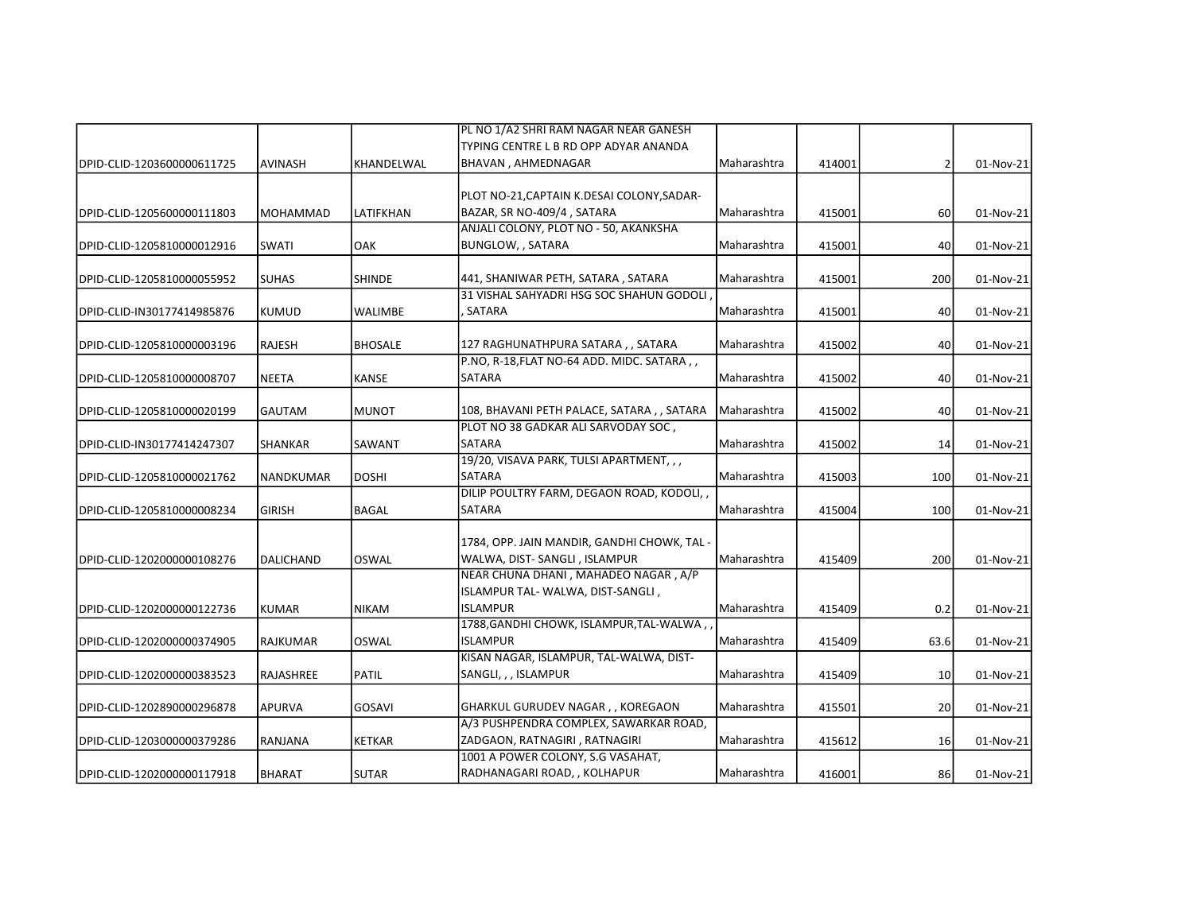| | | | | | | | |
|---|---|---|---|---|---|---|---|
| DPID-CLID-1203600000611725 | AVINASH | KHANDELWAL | PL NO 1/A2 SHRI RAM NAGAR NEAR GANESH TYPING CENTRE L B RD OPP ADYAR ANANDA BHAVAN , AHMEDNAGAR | Maharashtra | 414001 | 2 | 01-Nov-21 |
| DPID-CLID-1205600000111803 | MOHAMMAD | LATIFKHAN | PLOT NO-21,CAPTAIN K.DESAI COLONY,SADAR-BAZAR, SR NO-409/4 , SATARA | Maharashtra | 415001 | 60 | 01-Nov-21 |
| DPID-CLID-1205810000012916 | SWATI | OAK | ANJALI COLONY, PLOT NO - 50, AKANKSHA BUNGLOW, , SATARA | Maharashtra | 415001 | 40 | 01-Nov-21 |
| DPID-CLID-1205810000055952 | SUHAS | SHINDE | 441, SHANIWAR PETH, SATARA , SATARA | Maharashtra | 415001 | 200 | 01-Nov-21 |
| DPID-CLID-IN30177414985876 | KUMUD | WALIMBE | 31 VISHAL SAHYADRI HSG SOC SHAHUN GODOLI , , SATARA | Maharashtra | 415001 | 40 | 01-Nov-21 |
| DPID-CLID-1205810000003196 | RAJESH | BHOSALE | 127 RAGHUNATHPURA SATARA , , SATARA | Maharashtra | 415002 | 40 | 01-Nov-21 |
| DPID-CLID-1205810000008707 | NEETA | KANSE | P.NO, R-18,FLAT NO-64 ADD. MIDC. SATARA , , SATARA | Maharashtra | 415002 | 40 | 01-Nov-21 |
| DPID-CLID-1205810000020199 | GAUTAM | MUNOT | 108, BHAVANI PETH PALACE, SATARA , , SATARA | Maharashtra | 415002 | 40 | 01-Nov-21 |
| DPID-CLID-IN30177414247307 | SHANKAR | SAWANT | PLOT NO 38 GADKAR ALI SARVODAY SOC , SATARA | Maharashtra | 415002 | 14 | 01-Nov-21 |
| DPID-CLID-1205810000021762 | NANDKUMAR | DOSHI | 19/20, VISAVA PARK, TULSI APARTMENT, , , SATARA | Maharashtra | 415003 | 100 | 01-Nov-21 |
| DPID-CLID-1205810000008234 | GIRISH | BAGAL | DILIP POULTRY FARM, DEGAON ROAD, KODOLI, , SATARA | Maharashtra | 415004 | 100 | 01-Nov-21 |
| DPID-CLID-1202000000108276 | DALICHAND | OSWAL | 1784, OPP. JAIN MANDIR, GANDHI CHOWK, TAL - WALWA, DIST- SANGLI , ISLAMPUR | Maharashtra | 415409 | 200 | 01-Nov-21 |
| DPID-CLID-1202000000122736 | KUMAR | NIKAM | NEAR CHUNA DHANI , MAHADEO NAGAR , A/P ISLAMPUR TAL- WALWA, DIST-SANGLI , ISLAMPUR | Maharashtra | 415409 | 0.2 | 01-Nov-21 |
| DPID-CLID-1202000000374905 | RAJKUMAR | OSWAL | 1788,GANDHI CHOWK, ISLAMPUR,TAL-WALWA , , ISLAMPUR | Maharashtra | 415409 | 63.6 | 01-Nov-21 |
| DPID-CLID-1202000000383523 | RAJASHREE | PATIL | KISAN NAGAR, ISLAMPUR, TAL-WALWA, DIST-SANGLI, , , ISLAMPUR | Maharashtra | 415409 | 10 | 01-Nov-21 |
| DPID-CLID-1202890000296878 | APURVA | GOSAVI | GHARKUL GURUDEV NAGAR , , KOREGAON | Maharashtra | 415501 | 20 | 01-Nov-21 |
| DPID-CLID-1203000000379286 | RANJANA | KETKAR | A/3 PUSHPENDRA COMPLEX, SAWARKAR ROAD, ZADGAON, RATNAGIRI , RATNAGIRI | Maharashtra | 415612 | 16 | 01-Nov-21 |
| DPID-CLID-1202000000117918 | BHARAT | SUTAR | 1001 A POWER COLONY, S.G VASAHAT, RADHANAGARI ROAD, , KOLHAPUR | Maharashtra | 416001 | 86 | 01-Nov-21 |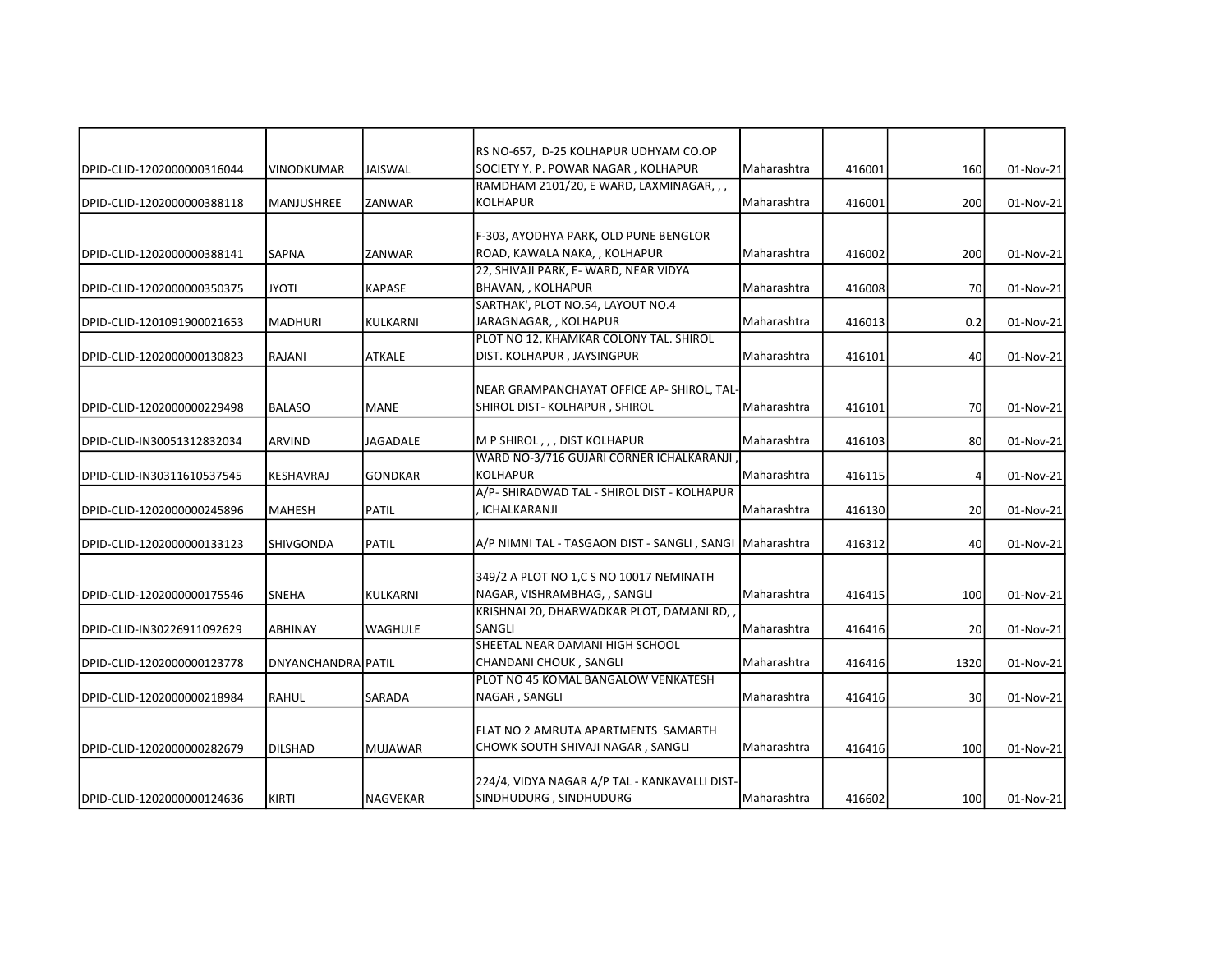| | | | | | | | |
|---|---|---|---|---|---|---|---|
| DPID-CLID-1202000000316044 | VINODKUMAR | JAISWAL | RS NO-657, D-25 KOLHAPUR UDHYAM CO.OP SOCIETY Y. P. POWAR NAGAR , KOLHAPUR | Maharashtra | 416001 | 160 | 01-Nov-21 |
| DPID-CLID-1202000000388118 | MANJUSHREE | ZANWAR | RAMDHAM 2101/20, E WARD, LAXMINAGAR, , , KOLHAPUR | Maharashtra | 416001 | 200 | 01-Nov-21 |
| DPID-CLID-1202000000388141 | SAPNA | ZANWAR | F-303, AYODHYA PARK, OLD PUNE BENGLOR ROAD, KAWALA NAKA, , KOLHAPUR | Maharashtra | 416002 | 200 | 01-Nov-21 |
| DPID-CLID-1202000000350375 | JYOTI | KAPASE | 22, SHIVAJI PARK, E- WARD, NEAR VIDYA BHAVAN, , KOLHAPUR | Maharashtra | 416008 | 70 | 01-Nov-21 |
| DPID-CLID-1201091900021653 | MADHURI | KULKARNI | SARTHAK', PLOT NO.54, LAYOUT NO.4 JARAGNAGAR, , KOLHAPUR | Maharashtra | 416013 | 0.2 | 01-Nov-21 |
| DPID-CLID-1202000000130823 | RAJANI | ATKALE | PLOT NO 12, KHAMKAR COLONY TAL. SHIROL DIST. KOLHAPUR , JAYSINGPUR | Maharashtra | 416101 | 40 | 01-Nov-21 |
| DPID-CLID-1202000000229498 | BALASO | MANE | NEAR GRAMPANCHAYAT OFFICE AP- SHIROL, TAL-SHIROL DIST- KOLHAPUR , SHIROL | Maharashtra | 416101 | 70 | 01-Nov-21 |
| DPID-CLID-IN30051312832034 | ARVIND | JAGADALE | M P SHIROL , , , DIST KOLHAPUR | Maharashtra | 416103 | 80 | 01-Nov-21 |
| DPID-CLID-IN30311610537545 | KESHAVRAJ | GONDKAR | WARD NO-3/716 GUJARI CORNER ICHALKARANJI , KOLHAPUR | Maharashtra | 416115 | 4 | 01-Nov-21 |
| DPID-CLID-1202000000245896 | MAHESH | PATIL | A/P- SHIRADWAD TAL - SHIROL DIST - KOLHAPUR , ICHALKARANJI | Maharashtra | 416130 | 20 | 01-Nov-21 |
| DPID-CLID-1202000000133123 | SHIVGONDA | PATIL | A/P NIMNI TAL - TASGAON DIST - SANGLI , SANGI | Maharashtra | 416312 | 40 | 01-Nov-21 |
| DPID-CLID-1202000000175546 | SNEHA | KULKARNI | 349/2 A PLOT NO 1,C S NO 10017 NEMINATH NAGAR, VISHRAMBHAG, , SANGLI | Maharashtra | 416415 | 100 | 01-Nov-21 |
| DPID-CLID-IN30226911092629 | ABHINAY | WAGHULE | KRISHNAI 20, DHARWADKAR PLOT, DAMANI RD, , SANGLI | Maharashtra | 416416 | 20 | 01-Nov-21 |
| DPID-CLID-1202000000123778 | DNYANCHANDRA | PATIL | SHEETAL NEAR DAMANI HIGH SCHOOL CHANDANI CHOUK , SANGLI | Maharashtra | 416416 | 1320 | 01-Nov-21 |
| DPID-CLID-1202000000218984 | RAHUL | SARADA | PLOT NO 45 KOMAL BANGALOW VENKATESH NAGAR , SANGLI | Maharashtra | 416416 | 30 | 01-Nov-21 |
| DPID-CLID-1202000000282679 | DILSHAD | MUJAWAR | FLAT NO 2 AMRUTA APARTMENTS SAMARTH CHOWK SOUTH SHIVAJI NAGAR , SANGLI | Maharashtra | 416416 | 100 | 01-Nov-21 |
| DPID-CLID-1202000000124636 | KIRTI | NAGVEKAR | 224/4, VIDYA NAGAR A/P TAL - KANKAVALLI DIST-SINDHUDURG , SINDHUDURG | Maharashtra | 416602 | 100 | 01-Nov-21 |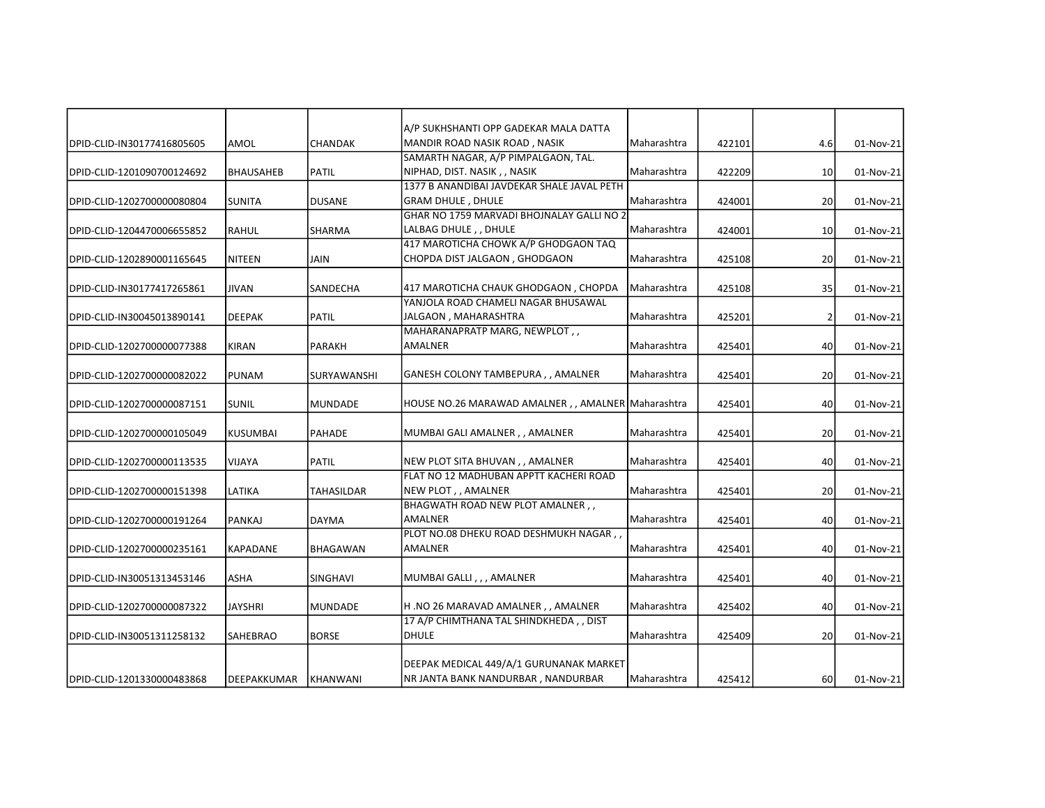| | | | | | | | |
|---|---|---|---|---|---|---|---|
| DPID-CLID-IN30177416805605 | AMOL | CHANDAK | A/P SUKHSHANTI OPP GADEKAR MALA DATTA MANDIR ROAD NASIK ROAD , NASIK | Maharashtra | 422101 | 4.6 | 01-Nov-21 |
| DPID-CLID-1201090700124692 | BHAUSAHEB | PATIL | SAMARTH NAGAR, A/P PIMPALGAON, TAL. NIPHAD, DIST. NASIK , , NASIK | Maharashtra | 422209 | 10 | 01-Nov-21 |
| DPID-CLID-1202700000080804 | SUNITA | DUSANE | 1377 B ANANDIBAI JAVDEKAR SHALE JAVAL PETH GRAM DHULE , DHULE | Maharashtra | 424001 | 20 | 01-Nov-21 |
| DPID-CLID-1204470006655852 | RAHUL | SHARMA | GHAR NO 1759 MARVADI BHOJNALAY GALLI NO 2 LALBAG DHULE , , DHULE | Maharashtra | 424001 | 10 | 01-Nov-21 |
| DPID-CLID-1202890001165645 | NITEEN | JAIN | 417 MAROTICHA CHOWK A/P GHODGAON TAQ CHOPDA DIST JALGAON , GHODGAON | Maharashtra | 425108 | 20 | 01-Nov-21 |
| DPID-CLID-IN30177417265861 | JIVAN | SANDECHA | 417 MAROTICHA CHAUK GHODGAON , CHOPDA | Maharashtra | 425108 | 35 | 01-Nov-21 |
| DPID-CLID-IN30045013890141 | DEEPAK | PATIL | YANJOLA ROAD CHAMELI NAGAR BHUSAWAL JALGAON , MAHARASHTRA | Maharashtra | 425201 | 2 | 01-Nov-21 |
| DPID-CLID-1202700000077388 | KIRAN | PARAKH | MAHARANAPRATP MARG, NEWPLOT , , AMALNER | Maharashtra | 425401 | 40 | 01-Nov-21 |
| DPID-CLID-1202700000082022 | PUNAM | SURYAWANSHI | GANESH COLONY TAMBEPURA , , AMALNER | Maharashtra | 425401 | 20 | 01-Nov-21 |
| DPID-CLID-1202700000087151 | SUNIL | MUNDADE | HOUSE NO.26 MARAWAD AMALNER , , AMALNER | Maharashtra | 425401 | 40 | 01-Nov-21 |
| DPID-CLID-1202700000105049 | KUSUMBAI | PAHADE | MUMBAI GALI AMALNER , , AMALNER | Maharashtra | 425401 | 20 | 01-Nov-21 |
| DPID-CLID-1202700000113535 | VIJAYA | PATIL | NEW PLOT SITA BHUVAN , , AMALNER | Maharashtra | 425401 | 40 | 01-Nov-21 |
| DPID-CLID-1202700000151398 | LATIKA | TAHASILDAR | FLAT NO 12 MADHUBAN APPTT KACHERI ROAD NEW PLOT , , AMALNER | Maharashtra | 425401 | 20 | 01-Nov-21 |
| DPID-CLID-1202700000191264 | PANKAJ | DAYMA | BHAGWATH ROAD NEW PLOT AMALNER , , AMALNER | Maharashtra | 425401 | 40 | 01-Nov-21 |
| DPID-CLID-1202700000235161 | KAPADANE | BHAGAWAN | PLOT NO.08 DHEKU ROAD DESHMUKH NAGAR , , AMALNER | Maharashtra | 425401 | 40 | 01-Nov-21 |
| DPID-CLID-IN30051313453146 | ASHA | SINGHAVI | MUMBAI GALLI , , , AMALNER | Maharashtra | 425401 | 40 | 01-Nov-21 |
| DPID-CLID-1202700000087322 | JAYSHRI | MUNDADE | H .NO 26 MARAVAD AMALNER , , AMALNER | Maharashtra | 425402 | 40 | 01-Nov-21 |
| DPID-CLID-IN30051311258132 | SAHEBRAO | BORSE | 17 A/P CHIMTHANA TAL SHINDKHEDA , , DIST DHULE | Maharashtra | 425409 | 20 | 01-Nov-21 |
| DPID-CLID-1201330000483868 | DEEPAKKUMAR | KHANWANI | DEEPAK MEDICAL 449/A/1 GURUNANAK MARKET NR JANTA BANK NANDURBAR , NANDURBAR | Maharashtra | 425412 | 60 | 01-Nov-21 |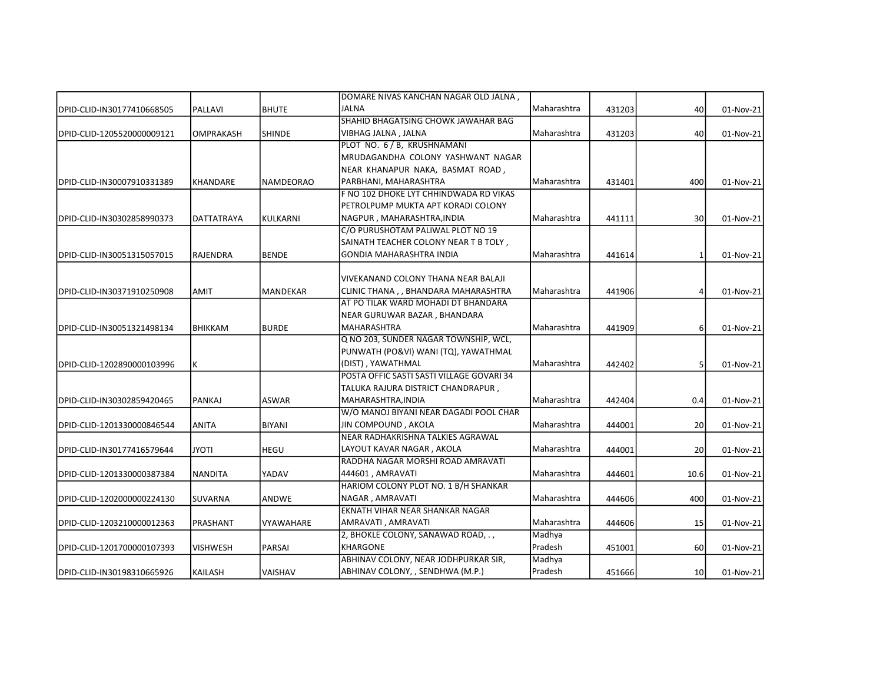| | | | | | | | |
|---|---|---|---|---|---|---|---|
| DPID-CLID-IN30177410668505 | PALLAVI | BHUTE | DOMARE NIVAS KANCHAN NAGAR OLD JALNA , JALNA | Maharashtra | 431203 | 40 | 01-Nov-21 |
| DPID-CLID-1205520000009121 | OMPRAKASH | SHINDE | SHAHID BHAGATSING CHOWK JAWAHAR BAG VIBHAG JALNA , JALNA | Maharashtra | 431203 | 40 | 01-Nov-21 |
| DPID-CLID-IN30007910331389 | KHANDARE | NAMDEORAO | PLOT NO. 6 / B, KRUSHNAMANI MRUDAGANDHA COLONY YASHWANT NAGAR NEAR KHANAPUR NAKA, BASMAT ROAD , PARBHANI, MAHARASHTRA | Maharashtra | 431401 | 400 | 01-Nov-21 |
| DPID-CLID-IN30302858990373 | DATTATRAYA | KULKARNI | F NO 102 DHOKE LYT CHHINDWADA RD VIKAS PETROLPUMP MUKTA APT KORADI COLONY NAGPUR , MAHARASHTRA,INDIA | Maharashtra | 441111 | 30 | 01-Nov-21 |
| DPID-CLID-IN30051315057015 | RAJENDRA | BENDE | C/O PURUSHOTAM PALIWAL PLOT NO 19 SAINATH TEACHER COLONY NEAR T B TOLY , GONDIA MAHARASHTRA INDIA | Maharashtra | 441614 | 1 | 01-Nov-21 |
| DPID-CLID-IN30371910250908 | AMIT | MANDEKAR | VIVEKANAND COLONY THANA NEAR BALAJI CLINIC THANA , , BHANDARA MAHARASHTRA | Maharashtra | 441906 | 4 | 01-Nov-21 |
| DPID-CLID-IN30051321498134 | BHIKKAM | BURDE | AT PO TILAK WARD MOHADI DT BHANDARA NEAR GURUWAR BAZAR , BHANDARA MAHARASHTRA | Maharashtra | 441909 | 6 | 01-Nov-21 |
| DPID-CLID-1202890000103996 | K | | Q NO 203, SUNDER NAGAR TOWNSHIP, WCL, PUNWATH (PO&VI) WANI (TQ), YAWATHMAL (DIST) , YAWATHMAL | Maharashtra | 442402 | 5 | 01-Nov-21 |
| DPID-CLID-IN30302859420465 | PANKAJ | ASWAR | POSTA OFFIC SASTI SASTI VILLAGE GOVARI 34 TALUKA RAJURA DISTRICT CHANDRAPUR , MAHARASHTRA,INDIA | Maharashtra | 442404 | 0.4 | 01-Nov-21 |
| DPID-CLID-1201330000846544 | ANITA | BIYANI | W/O MANOJ BIYANI NEAR DAGADI POOL CHAR JIN COMPOUND , AKOLA | Maharashtra | 444001 | 20 | 01-Nov-21 |
| DPID-CLID-IN30177416579644 | JYOTI | HEGU | NEAR RADHAKRISHNA TALKIES AGRAWAL LAYOUT KAVAR NAGAR , AKOLA | Maharashtra | 444001 | 20 | 01-Nov-21 |
| DPID-CLID-1201330000387384 | NANDITA | YADAV | RADDHA NAGAR MORSHI ROAD AMRAVATI 444601 , AMRAVATI | Maharashtra | 444601 | 10.6 | 01-Nov-21 |
| DPID-CLID-1202000000224130 | SUVARNA | ANDWE | HARIOM COLONY PLOT NO. 1 B/H SHANKAR NAGAR , AMRAVATI | Maharashtra | 444606 | 400 | 01-Nov-21 |
| DPID-CLID-1203210000012363 | PRASHANT | VYAWAHARE | EKNATH VIHAR NEAR SHANKAR NAGAR AMRAVATI , AMRAVATI | Maharashtra | 444606 | 15 | 01-Nov-21 |
| DPID-CLID-1201700000107393 | VISHWESH | PARSAI | 2, BHOKLE COLONY, SANAWAD ROAD, . , KHARGONE | Madhya Pradesh | 451001 | 60 | 01-Nov-21 |
| DPID-CLID-IN30198310665926 | KAILASH | VAISHAV | ABHINAV COLONY, NEAR JODHPURKAR SIR, ABHINAV COLONY, , SENDHWA (M.P.) | Madhya Pradesh | 451666 | 10 | 01-Nov-21 |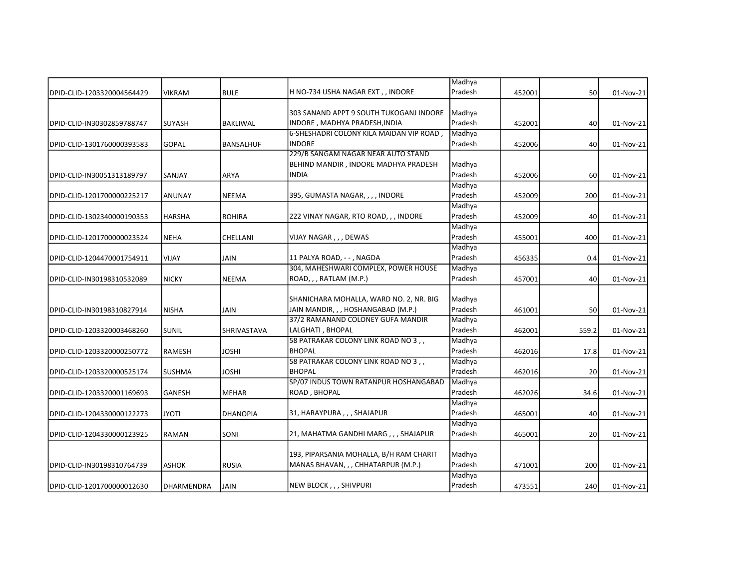| | | | | | | | |
|---|---|---|---|---|---|---|---|
| DPID-CLID-1203320004564429 | VIKRAM | BULE | H NO-734 USHA NAGAR EXT , , INDORE | Madhya Pradesh | 452001 | 50 | 01-Nov-21 |
| DPID-CLID-IN30302859788747 | SUYASH | BAKLIWAL | 303 SANAND APPT 9 SOUTH TUKOGANJ INDORE INDORE , MADHYA PRADESH,INDIA | Madhya Pradesh | 452001 | 40 | 01-Nov-21 |
| DPID-CLID-1301760000393583 | GOPAL | BANSALHUF | 6-SHESHADRI COLONY KILA MAIDAN VIP ROAD , INDORE | Madhya Pradesh | 452006 | 40 | 01-Nov-21 |
| DPID-CLID-IN30051313189797 | SANJAY | ARYA | 229/B SANGAM NAGAR NEAR AUTO STAND BEHIND MANDIR , INDORE MADHYA PRADESH INDIA | Madhya Pradesh | 452006 | 60 | 01-Nov-21 |
| DPID-CLID-1201700000225217 | ANUNAY | NEEMA | 395, GUMASTA NAGAR, , , , INDORE | Madhya Pradesh | 452009 | 200 | 01-Nov-21 |
| DPID-CLID-1302340000190353 | HARSHA | ROHIRA | 222 VINAY NAGAR, RTO ROAD, , , INDORE | Madhya Pradesh | 452009 | 40 | 01-Nov-21 |
| DPID-CLID-1201700000023524 | NEHA | CHELLANI | VIJAY NAGAR , , , DEWAS | Madhya Pradesh | 455001 | 400 | 01-Nov-21 |
| DPID-CLID-1204470001754911 | VIJAY | JAIN | 11 PALYA ROAD, - - , NAGDA | Madhya Pradesh | 456335 | 0.4 | 01-Nov-21 |
| DPID-CLID-IN30198310532089 | NICKY | NEEMA | 304, MAHESHWARI COMPLEX, POWER HOUSE ROAD, , , RATLAM (M.P.) | Madhya Pradesh | 457001 | 40 | 01-Nov-21 |
| DPID-CLID-IN30198310827914 | NISHA | JAIN | SHANICHARA MOHALLA, WARD NO. 2, NR. BIG JAIN MANDIR, , , HOSHANGABAD (M.P.) | Madhya Pradesh | 461001 | 50 | 01-Nov-21 |
| DPID-CLID-1203320003468260 | SUNIL | SHRIVASTAVA | 37/2 RAMANAND COLONEY GUFA MANDIR LALGHATI , BHOPAL | Madhya Pradesh | 462001 | 559.2 | 01-Nov-21 |
| DPID-CLID-1203320000250772 | RAMESH | JOSHI | 58 PATRAKAR COLONY LINK ROAD NO 3 , , BHOPAL | Madhya Pradesh | 462016 | 17.8 | 01-Nov-21 |
| DPID-CLID-1203320000525174 | SUSHMA | JOSHI | 58 PATRAKAR COLONY LINK ROAD NO 3 , , BHOPAL | Madhya Pradesh | 462016 | 20 | 01-Nov-21 |
| DPID-CLID-1203320001169693 | GANESH | MEHAR | SP/07 INDUS TOWN RATANPUR HOSHANGABAD ROAD , BHOPAL | Madhya Pradesh | 462026 | 34.6 | 01-Nov-21 |
| DPID-CLID-1204330000122273 | JYOTI | DHANOPIA | 31, HARAYPURA , , , SHAJAPUR | Madhya Pradesh | 465001 | 40 | 01-Nov-21 |
| DPID-CLID-1204330000123925 | RAMAN | SONI | 21, MAHATMA GANDHI MARG , , , SHAJAPUR | Madhya Pradesh | 465001 | 20 | 01-Nov-21 |
| DPID-CLID-IN30198310764739 | ASHOK | RUSIA | 193, PIPARSANIA MOHALLA, B/H RAM CHARIT MANAS BHAVAN, , , CHHATARPUR (M.P.) | Madhya Pradesh | 471001 | 200 | 01-Nov-21 |
| DPID-CLID-1201700000012630 | DHARMENDRA | JAIN | NEW BLOCK , , , SHIVPURI | Madhya Pradesh | 473551 | 240 | 01-Nov-21 |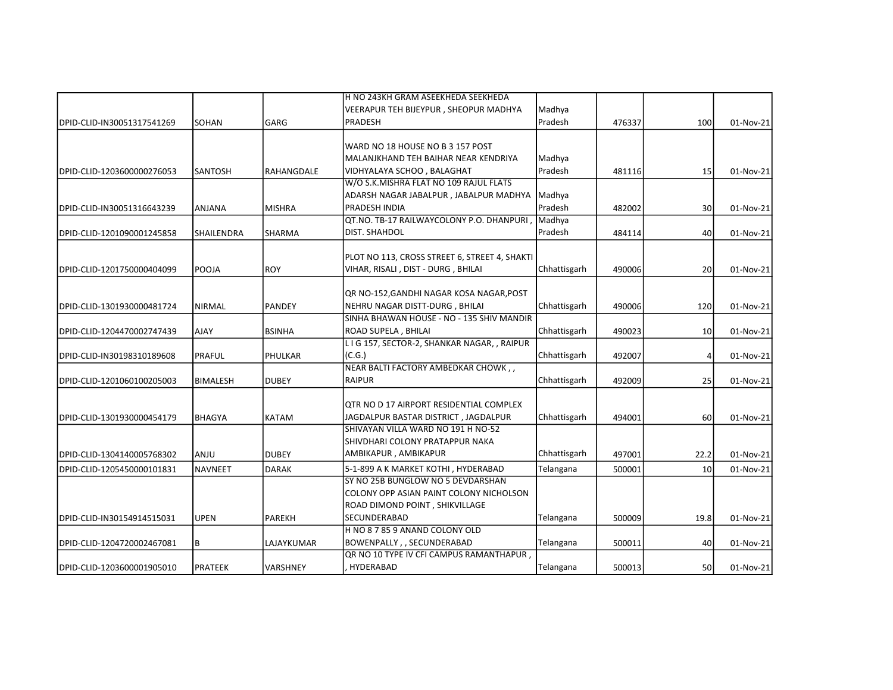| | | | | | | | |
|---|---|---|---|---|---|---|---|
| DPID-CLID-IN30051317541269 | SOHAN | GARG | H NO 243KH GRAM ASEEKHEDA SEEKHEDA VEERAPUR TEH BIJEYPUR , SHEOPUR MADHYA PRADESH | Madhya Pradesh | 476337 | 100 | 01-Nov-21 |
| DPID-CLID-1203600000276053 | SANTOSH | RAHANGDALE | WARD NO 18 HOUSE NO B 3 157 POST MALANJKHAND TEH BAIHAR NEAR KENDRIYA VIDHYALAYA SCHOO , BALAGHAT | Madhya Pradesh | 481116 | 15 | 01-Nov-21 |
| DPID-CLID-IN30051316643239 | ANJANA | MISHRA | W/O S.K.MISHRA FLAT NO 109 RAJUL FLATS ADARSH NAGAR JABALPUR , JABALPUR MADHYA PRADESH INDIA | Madhya Pradesh | 482002 | 30 | 01-Nov-21 |
| DPID-CLID-1201090001245858 | SHAILENDRA | SHARMA | QT.NO. TB-17 RAILWAYCOLONY P.O. DHANPURI , DIST. SHAHDOL | Madhya Pradesh | 484114 | 40 | 01-Nov-21 |
| DPID-CLID-1201750000404099 | POOJA | ROY | PLOT NO 113, CROSS STREET 6, STREET 4, SHAKTI VIHAR, RISALI , DIST - DURG , BHILAI | Chhattisgarh | 490006 | 20 | 01-Nov-21 |
| DPID-CLID-1301930000481724 | NIRMAL | PANDEY | QR NO-152,GANDHI NAGAR KOSA NAGAR,POST NEHRU NAGAR DISTT-DURG , BHILAI | Chhattisgarh | 490006 | 120 | 01-Nov-21 |
| DPID-CLID-1204470002747439 | AJAY | BSINHA | SINHA BHAWAN HOUSE - NO - 135 SHIV MANDIR ROAD SUPELA , BHILAI | Chhattisgarh | 490023 | 10 | 01-Nov-21 |
| DPID-CLID-IN30198310189608 | PRAFUL | PHULKAR | L I G 157, SECTOR-2, SHANKAR NAGAR, , RAIPUR (C.G.) | Chhattisgarh | 492007 | 4 | 01-Nov-21 |
| DPID-CLID-1201060100205003 | BIMALESH | DUBEY | NEAR BALTI FACTORY AMBEDKAR CHOWK , , RAIPUR | Chhattisgarh | 492009 | 25 | 01-Nov-21 |
| DPID-CLID-1301930000454179 | BHAGYA | KATAM | QTR NO D 17 AIRPORT RESIDENTIAL COMPLEX JAGDALPUR BASTAR DISTRICT , JAGDALPUR | Chhattisgarh | 494001 | 60 | 01-Nov-21 |
| DPID-CLID-1304140005768302 | ANJU | DUBEY | SHIVAYAN VILLA WARD NO 191 H NO-52 SHIVDHARI COLONY PRATAPPUR NAKA AMBIKAPUR , AMBIKAPUR | Chhattisgarh | 497001 | 22.2 | 01-Nov-21 |
| DPID-CLID-1205450000101831 | NAVNEET | DARAK | 5-1-899 A K MARKET KOTHI , HYDERABAD | Telangana | 500001 | 10 | 01-Nov-21 |
| DPID-CLID-IN30154914515031 | UPEN | PAREKH | SY NO 25B BUNGLOW NO 5 DEVDARSHAN COLONY OPP ASIAN PAINT COLONY NICHOLSON ROAD DIMOND POINT , SHIKVILLAGE SECUNDERABAD | Telangana | 500009 | 19.8 | 01-Nov-21 |
| DPID-CLID-1204720002467081 | B | LAJAYKUMAR | H NO 8 7 85 9 ANAND COLONY OLD BOWENPALLY , , SECUNDERABAD | Telangana | 500011 | 40 | 01-Nov-21 |
| DPID-CLID-1203600001905010 | PRATEEK | VARSHNEY | QR NO 10 TYPE IV CFI CAMPUS RAMANTHAPUR , , HYDERABAD | Telangana | 500013 | 50 | 01-Nov-21 |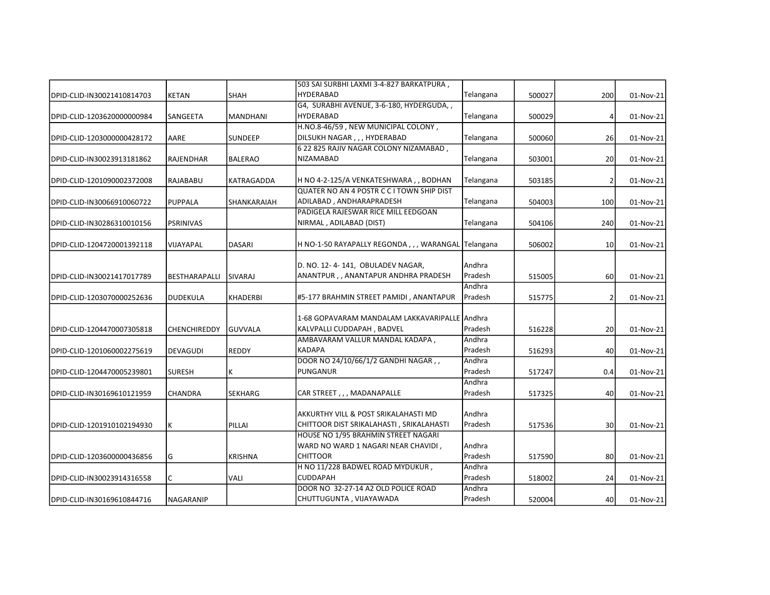| DPID-CLID-IN30021410814703 | KETAN | SHAH | 503 SAI SURBHI LAXMI 3-4-827 BARKATPURA , HYDERABAD | Telangana | 500027 | 200 | 01-Nov-21 |
|---|---|---|---|---|---|---|---|
| DPID-CLID-1203620000000984 | SANGEETA | MANDHANI | G4, SURABHI AVENUE, 3-6-180, HYDERGUDA, , HYDERABAD | Telangana | 500029 | 4 | 01-Nov-21 |
| DPID-CLID-1203000000428172 | AARE | SUNDEEP | H.NO.8-46/59 , NEW MUNICIPAL COLONY , DILSUKH NAGAR , , , HYDERABAD | Telangana | 500060 | 26 | 01-Nov-21 |
| DPID-CLID-IN30023913181862 | RAJENDHAR | BALERAO | 6 22 825 RAJIV NAGAR COLONY NIZAMABAD , NIZAMABAD | Telangana | 503001 | 20 | 01-Nov-21 |
| DPID-CLID-1201090002372008 | RAJABABU | KATRAGADDA | H NO 4-2-125/A VENKATESHWARA , , BODHAN | Telangana | 503185 | 2 | 01-Nov-21 |
| DPID-CLID-IN30066910060722 | PUPPALA | SHANKARAIAH | QUATER NO AN 4 POSTR C C I TOWN SHIP DIST ADILABAD , ANDHARAPRADESH | Telangana | 504003 | 100 | 01-Nov-21 |
| DPID-CLID-IN30286310010156 | PSRINIVAS | | PADIGELA RAJESWAR RICE MILL EEDGOAN NIRMAL , ADILABAD (DIST) | Telangana | 504106 | 240 | 01-Nov-21 |
| DPID-CLID-1204720001392118 | VIJAYAPAL | DASARI | H NO-1-50 RAYAPALLY REGONDA , , , WARANGAL | Telangana | 506002 | 10 | 01-Nov-21 |
| DPID-CLID-IN30021417017789 | BESTHARAPALLI | SIVARAJ | D. NO. 12- 4- 141, OBULADEV NAGAR, ANANTPUR , , ANANTAPUR ANDHRA PRADESH | Andhra Pradesh | 515005 | 60 | 01-Nov-21 |
| DPID-CLID-1203070000252636 | DUDEKULA | KHADERBI | #5-177 BRAHMIN STREET PAMIDI , ANANTAPUR | Andhra Pradesh | 515775 | 2 | 01-Nov-21 |
| DPID-CLID-1204470007305818 | CHENCHIREDDY | GUVVALA | 1-68 GOPAVARAM MANDALAM LAKKAVARIPALLE KALVPALLI CUDDAPAH , BADVEL | Andhra Pradesh | 516228 | 20 | 01-Nov-21 |
| DPID-CLID-1201060002275619 | DEVAGUDI | REDDY | AMBAVARAM VALLUR MANDAL KADAPA , KADAPA | Andhra Pradesh | 516293 | 40 | 01-Nov-21 |
| DPID-CLID-1204470005239801 | SURESH | K | DOOR NO 24/10/66/1/2 GANDHI NAGAR , , PUNGANUR | Andhra Pradesh | 517247 | 0.4 | 01-Nov-21 |
| DPID-CLID-IN30169610121959 | CHANDRA | SEKHARG | CAR STREET , , , MADANAPALLE | Andhra Pradesh | 517325 | 40 | 01-Nov-21 |
| DPID-CLID-1201910102194930 | K | PILLAI | AKKURTHY VILL & POST SRIKALAHASTI MD CHITTOOR DIST SRIKALAHASTI , SRIKALAHASTI | Andhra Pradesh | 517536 | 30 | 01-Nov-21 |
| DPID-CLID-1203600000436856 | G | KRISHNA | HOUSE NO 1/95 BRAHMIN STREET NAGARI WARD NO WARD 1 NAGARI NEAR CHAVIDI , CHITTOOR | Andhra Pradesh | 517590 | 80 | 01-Nov-21 |
| DPID-CLID-IN30023914316558 | C | VALI | H NO 11/228 BADWEL ROAD MYDUKUR , CUDDAPAH | Andhra Pradesh | 518002 | 24 | 01-Nov-21 |
| DPID-CLID-IN30169610844716 | NAGARANIP | | DOOR NO 32-27-14 A2 OLD POLICE ROAD CHUTTUGUNTA , VIJAYAWADA | Andhra Pradesh | 520004 | 40 | 01-Nov-21 |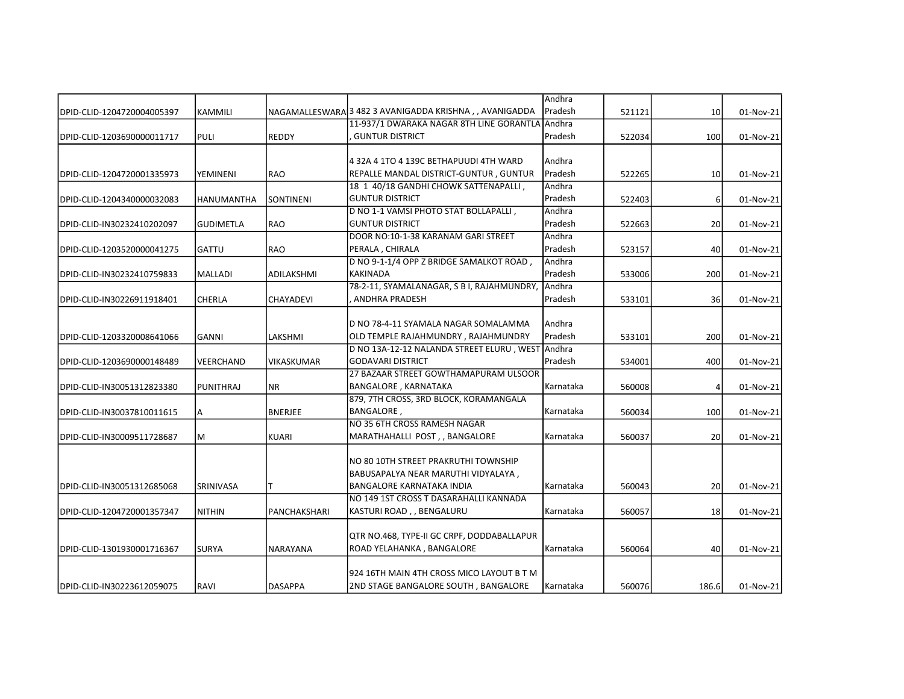| | | | | | | | |
|---|---|---|---|---|---|---|---|
| DPID-CLID-1204720004005397 | KAMMILI | NAGAMALLESWARA | 3 482 3 AVANIGADDA KRISHNA , , AVANIGADDA | Andhra Pradesh | 521121 | 10 | 01-Nov-21 |
| DPID-CLID-1203690000011717 | PULI | REDDY | 11-937/1 DWARAKA NAGAR 8TH LINE GORANTLA , GUNTUR DISTRICT | Andhra Pradesh | 522034 | 100 | 01-Nov-21 |
| DPID-CLID-1204720001335973 | YEMINENI | RAO | 4 32A 4 1TO 4 139C BETHAPUUDI 4TH WARD REPALLE MANDAL DISTRICT-GUNTUR , GUNTUR | Andhra Pradesh | 522265 | 10 | 01-Nov-21 |
| DPID-CLID-1204340000032083 | HANUMANTHA | SONTINENI | 18 1 40/18 GANDHI CHOWK SATTENAPALLI , GUNTUR DISTRICT | Andhra Pradesh | 522403 | 6 | 01-Nov-21 |
| DPID-CLID-IN30232410202097 | GUDIMETLA | RAO | D NO 1-1 VAMSI PHOTO STAT BOLLAPALLI , GUNTUR DISTRICT | Andhra Pradesh | 522663 | 20 | 01-Nov-21 |
| DPID-CLID-1203520000041275 | GATTU | RAO | DOOR NO:10-1-38 KARANAM GARI STREET PERALA , CHIRALA | Andhra Pradesh | 523157 | 40 | 01-Nov-21 |
| DPID-CLID-IN30232410759833 | MALLADI | ADILAKSHMI | D NO 9-1-1/4 OPP Z BRIDGE SAMALKOT ROAD , KAKINADA | Andhra Pradesh | 533006 | 200 | 01-Nov-21 |
| DPID-CLID-IN30226911918401 | CHERLA | CHAYADEVI | 78-2-11, SYAMALANAGAR, S B I, RAJAHMUNDRY, , ANDHRA PRADESH | Andhra Pradesh | 533101 | 36 | 01-Nov-21 |
| DPID-CLID-1203320008641066 | GANNI | LAKSHMI | D NO 78-4-11 SYAMALA NAGAR SOMALAMMA OLD TEMPLE RAJAHMUNDRY , RAJAHMUNDRY | Andhra Pradesh | 533101 | 200 | 01-Nov-21 |
| DPID-CLID-1203690000148489 | VEERCHAND | VIKASKUMAR | D NO 13A-12-12 NALANDA STREET ELURU , WEST GODAVARI DISTRICT | Andhra Pradesh | 534001 | 400 | 01-Nov-21 |
| DPID-CLID-IN30051312823380 | PUNITHRAJ | NR | 27 BAZAAR STREET GOWTHAMAPURAM ULSOOR BANGALORE , KARNATAKA | Karnataka | 560008 | 4 | 01-Nov-21 |
| DPID-CLID-IN30037810011615 | A | BNERJEE | 879, 7TH CROSS, 3RD BLOCK, KORAMANGALA BANGALORE , | Karnataka | 560034 | 100 | 01-Nov-21 |
| DPID-CLID-IN30009511728687 | M | KUARI | NO 35 6TH CROSS RAMESH NAGAR MARATHAHALLI POST , , BANGALORE | Karnataka | 560037 | 20 | 01-Nov-21 |
| DPID-CLID-IN30051312685068 | SRINIVASA | T | NO 80 10TH STREET PRAKRUTHI TOWNSHIP BABUSAPALYA NEAR MARUTHI VIDYALAYA , BANGALORE KARNATAKA INDIA | Karnataka | 560043 | 20 | 01-Nov-21 |
| DPID-CLID-1204720001357347 | NITHIN | PANCHAKSHARI | NO 149 1ST CROSS T DASARAHALLI KANNADA KASTURI ROAD , , BENGALURU | Karnataka | 560057 | 18 | 01-Nov-21 |
| DPID-CLID-1301930001716367 | SURYA | NARAYANA | QTR NO.468, TYPE-II GC CRPF, DODDABALLAPUR ROAD YELAHANKA , BANGALORE | Karnataka | 560064 | 40 | 01-Nov-21 |
| DPID-CLID-IN30223612059075 | RAVI | DASAPPA | 924 16TH MAIN 4TH CROSS MICO LAYOUT B T M 2ND STAGE BANGALORE SOUTH , BANGALORE | Karnataka | 560076 | 186.6 | 01-Nov-21 |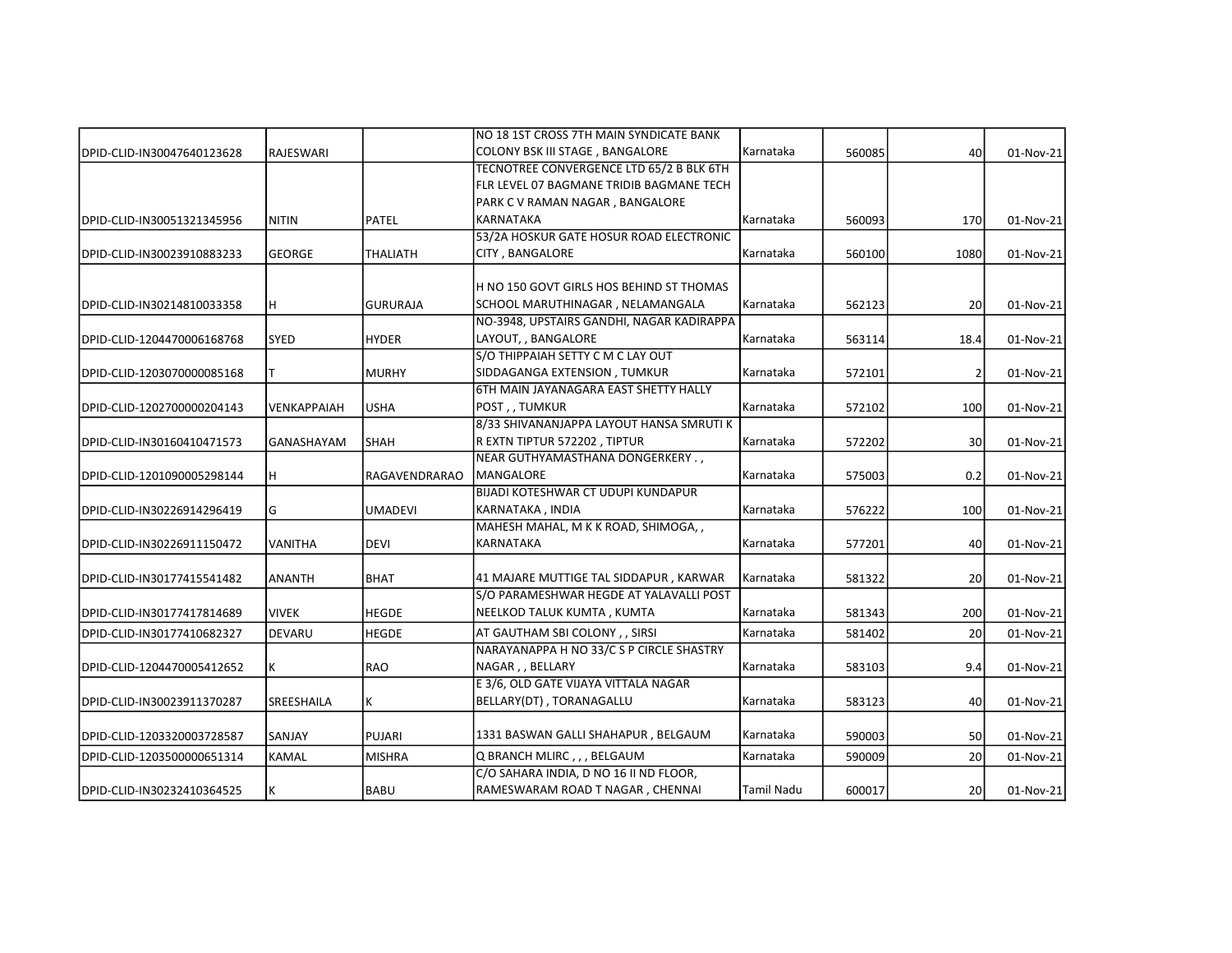| | | | | | | | |
|---|---|---|---|---|---|---|---|
| DPID-CLID-IN30047640123628 | RAJESWARI | | NO 18 1ST CROSS 7TH MAIN SYNDICATE BANK COLONY BSK III STAGE , BANGALORE | Karnataka | 560085 | 40 | 01-Nov-21 |
| DPID-CLID-IN30051321345956 | NITIN | PATEL | TECNOTREE CONVERGENCE LTD 65/2 B BLK 6TH FLR LEVEL 07 BAGMANE TRIDIB BAGMANE TECH PARK C V RAMAN NAGAR , BANGALORE KARNATAKA | Karnataka | 560093 | 170 | 01-Nov-21 |
| DPID-CLID-IN30023910883233 | GEORGE | THALIATH | 53/2A HOSKUR GATE HOSUR ROAD ELECTRONIC CITY , BANGALORE | Karnataka | 560100 | 1080 | 01-Nov-21 |
| DPID-CLID-IN30214810033358 | H | GURURAJA | H NO 150 GOVT GIRLS HOS BEHIND ST THOMAS SCHOOL MARUTHINAGAR , NELAMANGALA | Karnataka | 562123 | 20 | 01-Nov-21 |
| DPID-CLID-1204470006168768 | SYED | HYDER | NO-3948, UPSTAIRS GANDHI, NAGAR KADIRAPPA LAYOUT, , BANGALORE | Karnataka | 563114 | 18.4 | 01-Nov-21 |
| DPID-CLID-1203070000085168 | T | MURHY | S/O THIPPAIAH SETTY C M C LAY OUT SIDDAGANGA EXTENSION , TUMKUR | Karnataka | 572101 | 2 | 01-Nov-21 |
| DPID-CLID-1202700000204143 | VENKAPPAIAH | USHA | 6TH MAIN JAYANAGARA EAST SHETTY HALLY POST , , TUMKUR | Karnataka | 572102 | 100 | 01-Nov-21 |
| DPID-CLID-IN30160410471573 | GANASHAYAM | SHAH | 8/33 SHIVANANJAPPA LAYOUT HANSA SMRUTI K R EXTN TIPTUR 572202 , TIPTUR | Karnataka | 572202 | 30 | 01-Nov-21 |
| DPID-CLID-1201090005298144 | H | RAGAVENDRARAO | NEAR GUTHYAMASTHANA DONGERKERY . , MANGALORE | Karnataka | 575003 | 0.2 | 01-Nov-21 |
| DPID-CLID-IN30226914296419 | G | UMADEVI | BIJADI KOTESHWAR CT UDUPI KUNDAPUR KARNATAKA , INDIA | Karnataka | 576222 | 100 | 01-Nov-21 |
| DPID-CLID-IN30226911150472 | VANITHA | DEVI | MAHESH MAHAL, M K K ROAD, SHIMOGA, , KARNATAKA | Karnataka | 577201 | 40 | 01-Nov-21 |
| DPID-CLID-IN30177415541482 | ANANTH | BHAT | 41 MAJARE MUTTIGE TAL SIDDAPUR , KARWAR | Karnataka | 581322 | 20 | 01-Nov-21 |
| DPID-CLID-IN30177417814689 | VIVEK | HEGDE | S/O PARAMESHWAR HEGDE AT YALAVALLI POST NEELKOD TALUK KUMTA , KUMTA | Karnataka | 581343 | 200 | 01-Nov-21 |
| DPID-CLID-IN30177410682327 | DEVARU | HEGDE | AT GAUTHAM SBI COLONY , , SIRSI | Karnataka | 581402 | 20 | 01-Nov-21 |
| DPID-CLID-1204470005412652 | K | RAO | NARAYANAPPA H NO 33/C S P CIRCLE SHASTRY NAGAR , , BELLARY | Karnataka | 583103 | 9.4 | 01-Nov-21 |
| DPID-CLID-IN30023911370287 | SREESHAILA | K | E 3/6, OLD GATE VIJAYA VITTALA NAGAR BELLARY(DT) , TORANAGALLU | Karnataka | 583123 | 40 | 01-Nov-21 |
| DPID-CLID-1203320003728587 | SANJAY | PUJARI | 1331 BASWAN GALLI SHAHAPUR , BELGAUM | Karnataka | 590003 | 50 | 01-Nov-21 |
| DPID-CLID-1203500000651314 | KAMAL | MISHRA | Q BRANCH MLIRC , , , BELGAUM | Karnataka | 590009 | 20 | 01-Nov-21 |
| DPID-CLID-IN30232410364525 | K | BABU | C/O SAHARA INDIA, D NO 16 II ND FLOOR, RAMESWARAM ROAD T NAGAR , CHENNAI | Tamil Nadu | 600017 | 20 | 01-Nov-21 |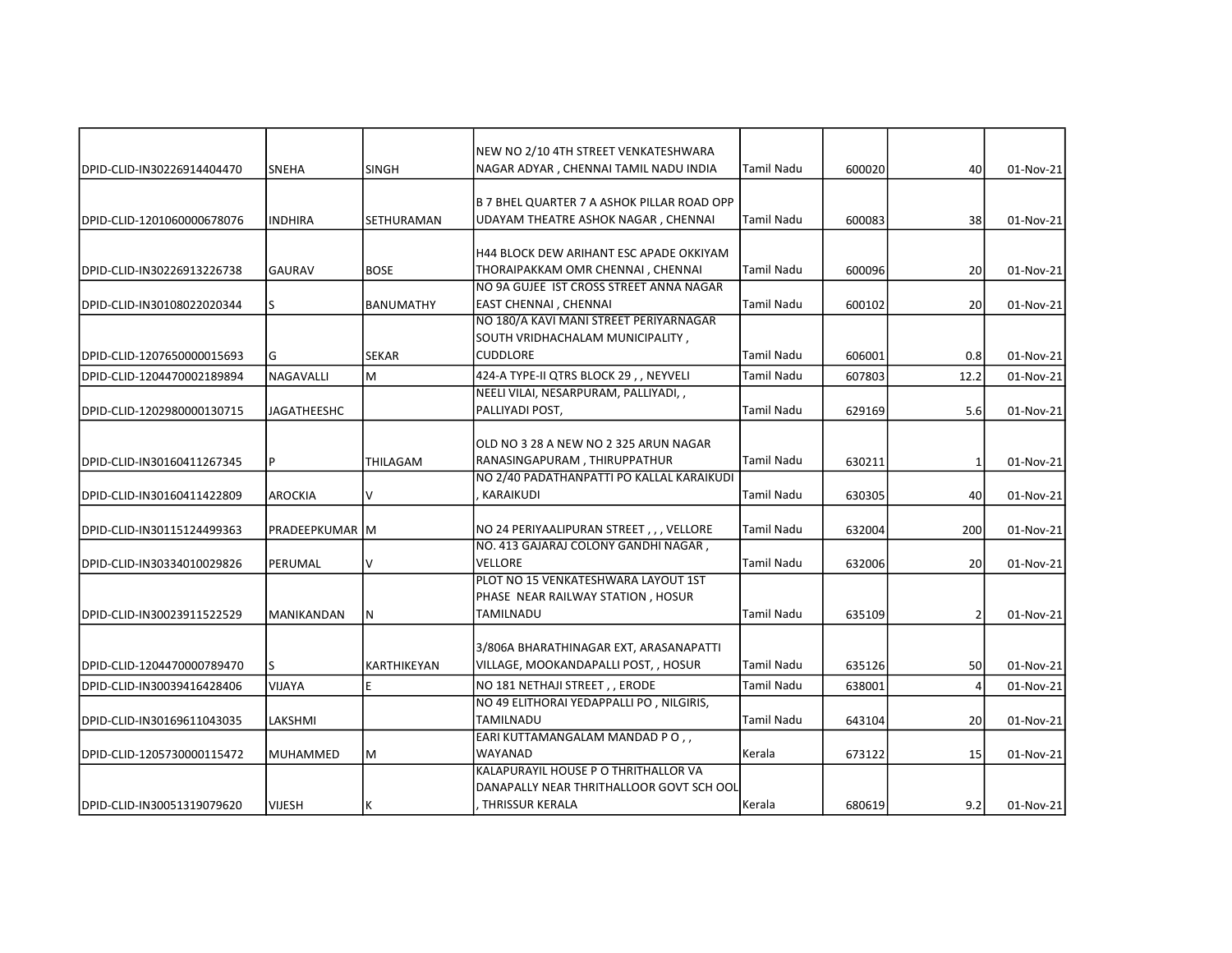| | | | | | | | |
|---|---|---|---|---|---|---|---|
| DPID-CLID-IN30226914404470 | SNEHA | SINGH | NEW NO 2/10 4TH STREET VENKATESHWARA NAGAR ADYAR , CHENNAI TAMIL NADU INDIA | Tamil Nadu | 600020 | 40 | 01-Nov-21 |
| DPID-CLID-1201060000678076 | INDHIRA | SETHURAMAN | B 7 BHEL QUARTER 7 A ASHOK PILLAR ROAD OPP UDAYAM THEATRE ASHOK NAGAR , CHENNAI | Tamil Nadu | 600083 | 38 | 01-Nov-21 |
| DPID-CLID-IN30226913226738 | GAURAV | BOSE | H44 BLOCK DEW ARIHANT ESC APADE OKKIYAM THORAIPAKKAM OMR CHENNAI , CHENNAI | Tamil Nadu | 600096 | 20 | 01-Nov-21 |
| DPID-CLID-IN30108022020344 | S | BANUMATHY | NO 9A GUJEE IST CROSS STREET ANNA NAGAR EAST CHENNAI , CHENNAI | Tamil Nadu | 600102 | 20 | 01-Nov-21 |
| DPID-CLID-1207650000015693 | G | SEKAR | NO 180/A KAVI MANI STREET PERIYARNAGAR SOUTH VRIDHACHALAM MUNICIPALITY , CUDDLORE | Tamil Nadu | 606001 | 0.8 | 01-Nov-21 |
| DPID-CLID-1204470002189894 | NAGAVALLI | M | 424-A TYPE-II QTRS BLOCK 29 , , NEYVELI | Tamil Nadu | 607803 | 12.2 | 01-Nov-21 |
| DPID-CLID-1202980000130715 | JAGATHEESHC | | NEELI VILAI, NESARPURAM, PALLIYADI, , PALLIYADI POST, | Tamil Nadu | 629169 | 5.6 | 01-Nov-21 |
| DPID-CLID-IN30160411267345 | P | THILAGAM | OLD NO 3 28 A NEW NO 2 325 ARUN NAGAR RANASINGAPURAM , THIRUPPATHUR | Tamil Nadu | 630211 | 1 | 01-Nov-21 |
| DPID-CLID-IN30160411422809 | AROCKIA | V | NO 2/40 PADATHANPATTI PO KALLAL KARAIKUDI , KARAIKUDI | Tamil Nadu | 630305 | 40 | 01-Nov-21 |
| DPID-CLID-IN30115124499363 | PRADEEPKUMAR | M | NO 24 PERIYAALIPURAN STREET , , , VELLORE | Tamil Nadu | 632004 | 200 | 01-Nov-21 |
| DPID-CLID-IN30334010029826 | PERUMAL | V | NO. 413 GAJARAJ COLONY GANDHI NAGAR , VELLORE | Tamil Nadu | 632006 | 20 | 01-Nov-21 |
| DPID-CLID-IN30023911522529 | MANIKANDAN | N | PLOT NO 15 VENKATESHWARA LAYOUT 1ST PHASE NEAR RAILWAY STATION , HOSUR TAMILNADU | Tamil Nadu | 635109 | 2 | 01-Nov-21 |
| DPID-CLID-1204470000789470 | S | KARTHIKEYAN | 3/806A BHARATHINAGAR EXT, ARASANAPATTI VILLAGE, MOOKANDAPALLI POST, , HOSUR | Tamil Nadu | 635126 | 50 | 01-Nov-21 |
| DPID-CLID-IN30039416428406 | VIJAYA | E | NO 181 NETHAJI STREET , , ERODE | Tamil Nadu | 638001 | 4 | 01-Nov-21 |
| DPID-CLID-IN30169611043035 | LAKSHMI | | NO 49 ELITHORAI YEDAPPALLI PO , NILGIRIS, TAMILNADU | Tamil Nadu | 643104 | 20 | 01-Nov-21 |
| DPID-CLID-1205730000115472 | MUHAMMED | M | EARI KUTTAMANGALAM MANDAD P O , , WAYANAD | Kerala | 673122 | 15 | 01-Nov-21 |
| DPID-CLID-IN30051319079620 | VIJESH | K | KALAPURAYIL HOUSE P O THRITHALLOR VA DANAPALLY NEAR THRITHALLOOR GOVT SCH OOL , THRISSUR KERALA | Kerala | 680619 | 9.2 | 01-Nov-21 |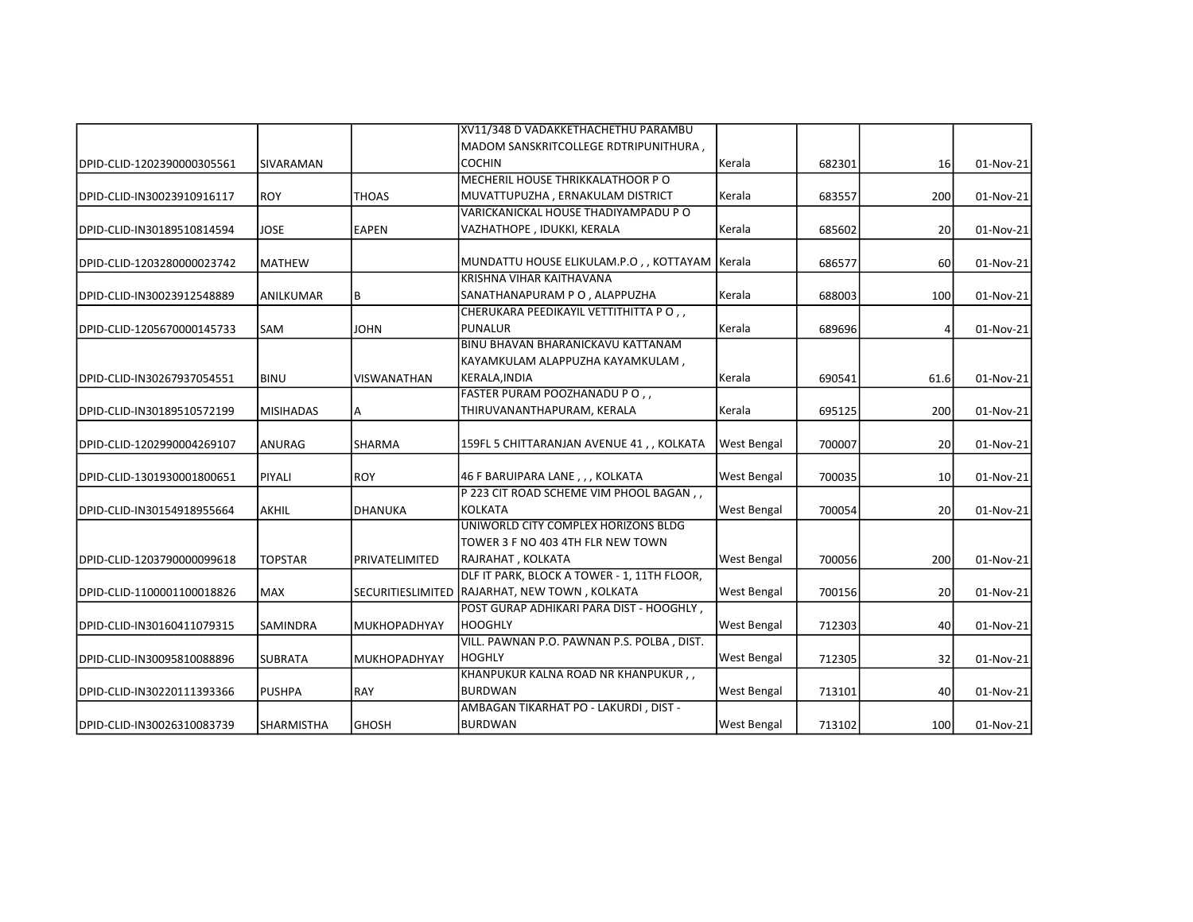| | | | | | | | |
|---|---|---|---|---|---|---|---|
| DPID-CLID-1202390000305561 | SIVARAMAN | | XV11/348 D VADAKKETHACHETHU PARAMBU MADOM SANSKRITCOLLEGE RDTRIPUNITHURA , COCHIN | Kerala | 682301 | 16 | 01-Nov-21 |
| DPID-CLID-IN30023910916117 | ROY | THOAS | MECHERIL HOUSE THRIKKALATHOOR P O MUVATTUPUZHA , ERNAKULAM DISTRICT | Kerala | 683557 | 200 | 01-Nov-21 |
| DPID-CLID-IN30189510814594 | JOSE | EAPEN | VARICKANICKAL HOUSE THADIYAMPADU P O VAZHATHOPE , IDUKKI, KERALA | Kerala | 685602 | 20 | 01-Nov-21 |
| DPID-CLID-1203280000023742 | MATHEW | | MUNDATTU HOUSE ELIKULAM.P.O , , KOTTAYAM | Kerala | 686577 | 60 | 01-Nov-21 |
| DPID-CLID-IN30023912548889 | ANILKUMAR | B | KRISHNA VIHAR KAITHAVANA SANATHANAPURAM P O , ALAPPUZHA | Kerala | 688003 | 100 | 01-Nov-21 |
| DPID-CLID-1205670000145733 | SAM | JOHN | CHERUKARA PEEDIKAYIL VETTITHITTA P O , , PUNALUR | Kerala | 689696 | 4 | 01-Nov-21 |
| DPID-CLID-IN30267937054551 | BINU | VISWANATHAN | BINU BHAVAN BHARANICKAVU KATTANAM KAYAMKULAM ALAPPUZHA KAYAMKULAM , KERALA,INDIA | Kerala | 690541 | 61.6 | 01-Nov-21 |
| DPID-CLID-IN30189510572199 | MISIHADAS | A | FASTER PURAM POOZHANADU P O , , THIRUVANANTHAPURAM, KERALA | Kerala | 695125 | 200 | 01-Nov-21 |
| DPID-CLID-1202990004269107 | ANURAG | SHARMA | 159FL 5 CHITTARANJAN AVENUE 41 , , KOLKATA | West Bengal | 700007 | 20 | 01-Nov-21 |
| DPID-CLID-1301930001800651 | PIYALI | ROY | 46 F BARUIPARA LANE , , , KOLKATA | West Bengal | 700035 | 10 | 01-Nov-21 |
| DPID-CLID-IN30154918955664 | AKHIL | DHANUKA | P 223 CIT ROAD SCHEME VIM PHOOL BAGAN , , KOLKATA | West Bengal | 700054 | 20 | 01-Nov-21 |
| DPID-CLID-1203790000099618 | TOPSTAR | PRIVATELIMITED | UNIWORLD CITY COMPLEX HORIZONS BLDG TOWER 3 F NO 403 4TH FLR NEW TOWN RAJRAHAT , KOLKATA | West Bengal | 700056 | 200 | 01-Nov-21 |
| DPID-CLID-1100001100018826 | MAX | SECURITIESLIMITED | DLF IT PARK, BLOCK A TOWER - 1, 11TH FLOOR, RAJARHAT, NEW TOWN , KOLKATA | West Bengal | 700156 | 20 | 01-Nov-21 |
| DPID-CLID-IN30160411079315 | SAMINDRA | MUKHOPADHYAY | POST GURAP ADHIKARI PARA DIST - HOOGHLY , HOOGHLY | West Bengal | 712303 | 40 | 01-Nov-21 |
| DPID-CLID-IN30095810088896 | SUBRATA | MUKHOPADHYAY | VILL. PAWNAN P.O. PAWNAN P.S. POLBA , DIST. HOGHLY | West Bengal | 712305 | 32 | 01-Nov-21 |
| DPID-CLID-IN30220111393366 | PUSHPA | RAY | KHANPUKUR KALNA ROAD NR KHANPUKUR , , BURDWAN | West Bengal | 713101 | 40 | 01-Nov-21 |
| DPID-CLID-IN30026310083739 | SHARMISTHA | GHOSH | AMBAGAN TIKARHAT PO - LAKURDI , DIST - BURDWAN | West Bengal | 713102 | 100 | 01-Nov-21 |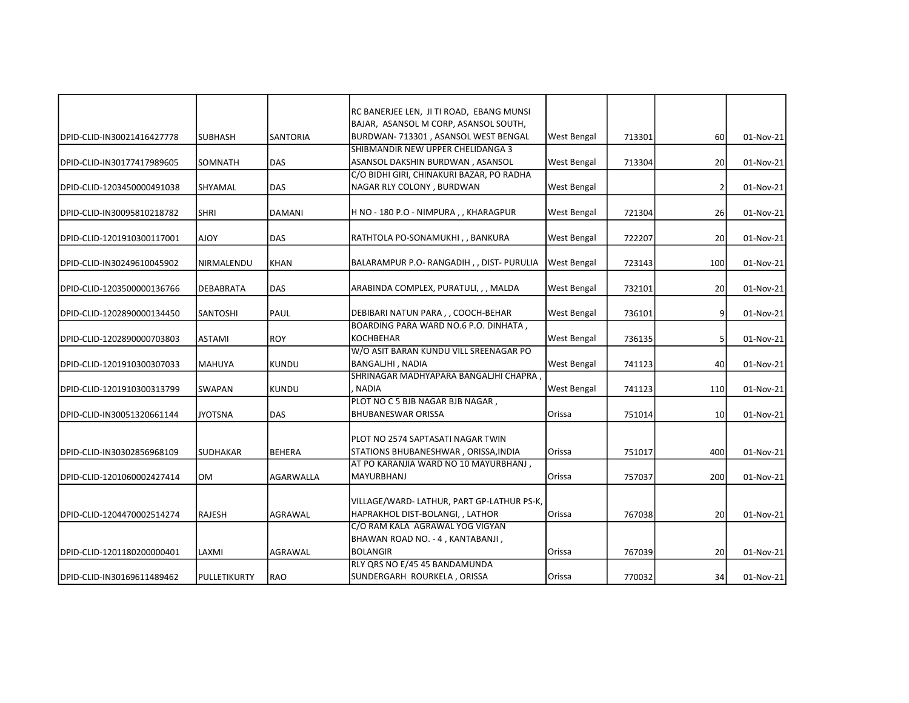| | | | | | | | |
|---|---|---|---|---|---|---|---|
| DPID-CLID-IN30021416427778 | SUBHASH | SANTORIA | RC BANERJEE LEN, JI TI ROAD, EBANG MUNSI BAJAR, ASANSOL M CORP, ASANSOL SOUTH, BURDWAN- 713301 , ASANSOL WEST BENGAL | West Bengal | 713301 | 60 | 01-Nov-21 |
| DPID-CLID-IN30177417989605 | SOMNATH | DAS | SHIBMANDIR NEW UPPER CHELIDANGA 3 ASANSOL DAKSHIN BURDWAN , ASANSOL | West Bengal | 713304 | 20 | 01-Nov-21 |
| DPID-CLID-1203450000491038 | SHYAMAL | DAS | C/O BIDHI GIRI, CHINAKURI BAZAR, PO RADHA NAGAR RLY COLONY , BURDWAN | West Bengal | | 2 | 01-Nov-21 |
| DPID-CLID-IN30095810218782 | SHRI | DAMANI | H NO - 180 P.O - NIMPURA , , KHARAGPUR | West Bengal | 721304 | 26 | 01-Nov-21 |
| DPID-CLID-1201910300117001 | AJOY | DAS | RATHTOLA PO-SONAMUKHI , , BANKURA | West Bengal | 722207 | 20 | 01-Nov-21 |
| DPID-CLID-IN30249610045902 | NIRMALENDU | KHAN | BALARAMPUR P.O- RANGADIH , , DIST- PURULIA | West Bengal | 723143 | 100 | 01-Nov-21 |
| DPID-CLID-1203500000136766 | DEBABRATA | DAS | ARABINDA COMPLEX, PURATULI, , , MALDA | West Bengal | 732101 | 20 | 01-Nov-21 |
| DPID-CLID-1202890000134450 | SANTOSHI | PAUL | DEBIBARI NATUN PARA , , COOCH-BEHAR | West Bengal | 736101 | 9 | 01-Nov-21 |
| DPID-CLID-1202890000703803 | ASTAMI | ROY | BOARDING PARA WARD NO.6 P.O. DINHATA , KOCHBEHAR | West Bengal | 736135 | 5 | 01-Nov-21 |
| DPID-CLID-1201910300307033 | MAHUYA | KUNDU | W/O ASIT BARAN KUNDU VILL SREENAGAR PO BANGALJHI , NADIA | West Bengal | 741123 | 40 | 01-Nov-21 |
| DPID-CLID-1201910300313799 | SWAPAN | KUNDU | SHRINAGAR MADHYAPARA BANGALJHI CHAPRA , , NADIA | West Bengal | 741123 | 110 | 01-Nov-21 |
| DPID-CLID-IN30051320661144 | JYOTSNA | DAS | PLOT NO C 5 BJB NAGAR BJB NAGAR , BHUBANESWAR ORISSA | Orissa | 751014 | 10 | 01-Nov-21 |
| DPID-CLID-IN30302856968109 | SUDHAKAR | BEHERA | PLOT NO 2574 SAPTASATI NAGAR TWIN STATIONS BHUBANESHWAR , ORISSA,INDIA | Orissa | 751017 | 400 | 01-Nov-21 |
| DPID-CLID-1201060002427414 | OM | AGARWALLA | AT PO KARANJIA WARD NO 10 MAYURBHANJ , MAYURBHANJ | Orissa | 757037 | 200 | 01-Nov-21 |
| DPID-CLID-1204470002514274 | RAJESH | AGRAWAL | VILLAGE/WARD- LATHUR, PART GP-LATHUR PS-K, HAPRAKHOL DIST-BOLANGI, , LATHOR | Orissa | 767038 | 20 | 01-Nov-21 |
| DPID-CLID-1201180200000401 | LAXMI | AGRAWAL | C/O RAM KALA AGRAWAL YOG VIGYAN BHAWAN ROAD NO. - 4 , KANTABANJI , BOLANGIR | Orissa | 767039 | 20 | 01-Nov-21 |
| DPID-CLID-IN30169611489462 | PULLETIKURTY | RAO | RLY QRS NO E/45 45 BANDAMUNDA SUNDERGARH ROURKELA , ORISSA | Orissa | 770032 | 34 | 01-Nov-21 |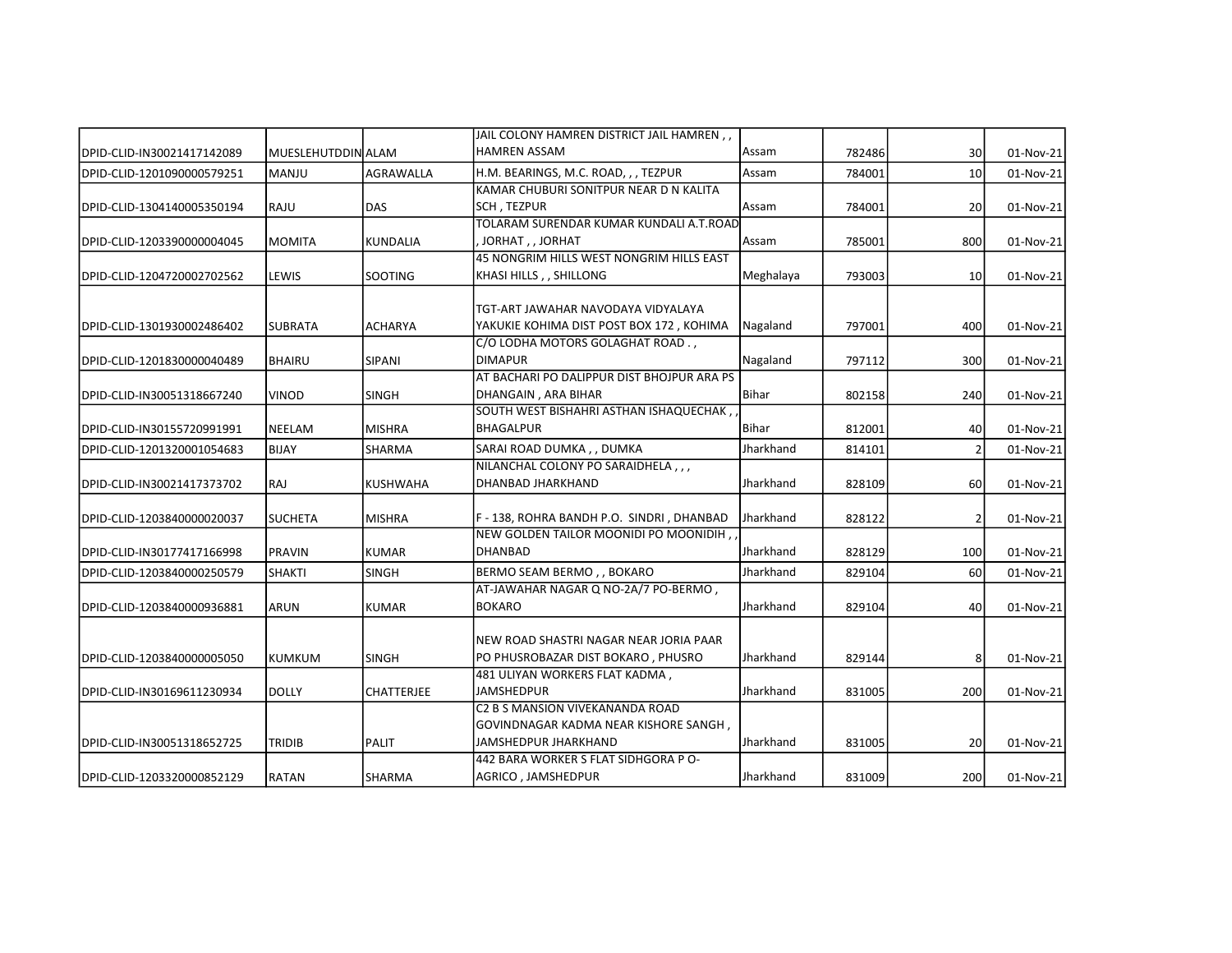| | | | | | | | |
|---|---|---|---|---|---|---|---|
| DPID-CLID-IN30021417142089 | MUESLEHUTDDIN | ALAM | JAIL COLONY HAMREN DISTRICT JAIL HAMREN , , HAMREN ASSAM | Assam | 782486 | 30 | 01-Nov-21 |
| DPID-CLID-1201090000579251 | MANJU | AGRAWALLA | H.M. BEARINGS, M.C. ROAD, , , TEZPUR | Assam | 784001 | 10 | 01-Nov-21 |
| DPID-CLID-1304140005350194 | RAJU | DAS | KAMAR CHUBURI SONITPUR NEAR D N KALITA SCH , TEZPUR | Assam | 784001 | 20 | 01-Nov-21 |
| DPID-CLID-1203390000004045 | MOMITA | KUNDALIA | TOLARAM SURENDAR KUMAR KUNDALI A.T.ROAD , JORHAT , , JORHAT | Assam | 785001 | 800 | 01-Nov-21 |
| DPID-CLID-1204720002702562 | LEWIS | SOOTING | 45 NONGRIM HILLS WEST NONGRIM HILLS EAST KHASI HILLS , , SHILLONG | Meghalaya | 793003 | 10 | 01-Nov-21 |
| DPID-CLID-1301930002486402 | SUBRATA | ACHARYA | TGT-ART JAWAHAR NAVODAYA VIDYALAYA YAKUKIE KOHIMA DIST POST BOX 172 , KOHIMA | Nagaland | 797001 | 400 | 01-Nov-21 |
| DPID-CLID-1201830000040489 | BHAIRU | SIPANI | C/O LODHA MOTORS GOLAGHAT ROAD . , DIMAPUR | Nagaland | 797112 | 300 | 01-Nov-21 |
| DPID-CLID-IN30051318667240 | VINOD | SINGH | AT BACHARI PO DALIPPUR DIST BHOJPUR ARA PS DHANGAIN , ARA BIHAR | Bihar | 802158 | 240 | 01-Nov-21 |
| DPID-CLID-IN30155720991991 | NEELAM | MISHRA | SOUTH WEST BISHAHRI ASTHAN ISHAQUECHAK , , BHAGALPUR | Bihar | 812001 | 40 | 01-Nov-21 |
| DPID-CLID-1201320001054683 | BIJAY | SHARMA | SARAI ROAD DUMKA , , DUMKA | Jharkhand | 814101 | 2 | 01-Nov-21 |
| DPID-CLID-IN30021417373702 | RAJ | KUSHWAHA | NILANCHAL COLONY PO SARAIDHELA , , , DHANBAD JHARKHAND | Jharkhand | 828109 | 60 | 01-Nov-21 |
| DPID-CLID-1203840000020037 | SUCHETA | MISHRA | F - 138, ROHRA BANDH P.O. SINDRI , DHANBAD | Jharkhand | 828122 | 2 | 01-Nov-21 |
| DPID-CLID-IN30177417166998 | PRAVIN | KUMAR | NEW GOLDEN TAILOR MOONIDI PO MOONIDIH , , DHANBAD | Jharkhand | 828129 | 100 | 01-Nov-21 |
| DPID-CLID-1203840000250579 | SHAKTI | SINGH | BERMO SEAM BERMO , , BOKARO | Jharkhand | 829104 | 60 | 01-Nov-21 |
| DPID-CLID-1203840000936881 | ARUN | KUMAR | AT-JAWAHAR NAGAR Q NO-2A/7 PO-BERMO , BOKARO | Jharkhand | 829104 | 40 | 01-Nov-21 |
| DPID-CLID-1203840000005050 | KUMKUM | SINGH | NEW ROAD SHASTRI NAGAR NEAR JORIA PAAR PO PHUSROBAZAR DIST BOKARO , PHUSRO | Jharkhand | 829144 | 8 | 01-Nov-21 |
| DPID-CLID-IN30169611230934 | DOLLY | CHATTERJEE | 481 ULIYAN WORKERS FLAT KADMA , JAMSHEDPUR | Jharkhand | 831005 | 200 | 01-Nov-21 |
| DPID-CLID-IN30051318652725 | TRIDIB | PALIT | C2 B S MANSION VIVEKANANDA ROAD GOVINDNAGAR KADMA NEAR KISHORE SANGH , JAMSHEDPUR JHARKHAND | Jharkhand | 831005 | 20 | 01-Nov-21 |
| DPID-CLID-1203320000852129 | RATAN | SHARMA | 442 BARA WORKER S FLAT SIDHGORA P O-AGRICO , JAMSHEDPUR | Jharkhand | 831009 | 200 | 01-Nov-21 |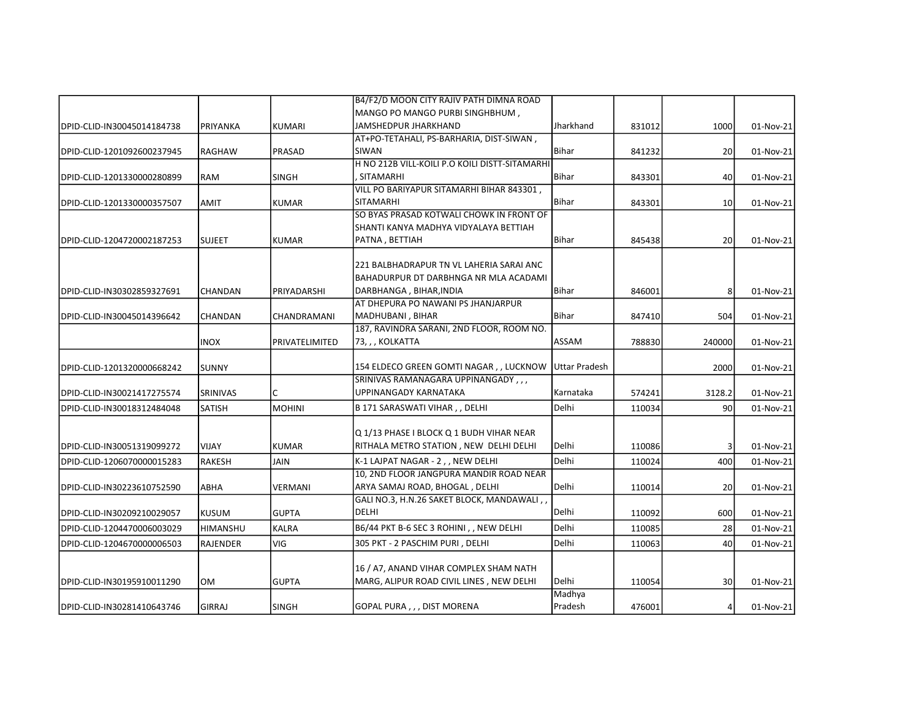| | | | | | | | |
|---|---|---|---|---|---|---|---|
| DPID-CLID-IN30045014184738 | PRIYANKA | KUMARI | B4/F2/D MOON CITY RAJIV PATH DIMNA ROAD MANGO PO MANGO PURBI SINGHBHUM , JAMSHEDPUR JHARKHAND | Jharkhand | 831012 | 1000 | 01-Nov-21 |
| DPID-CLID-1201092600237945 | RAGHAW | PRASAD | AT+PO-TETAHALI, PS-BARHARIA, DIST-SIWAN , SIWAN | Bihar | 841232 | 20 | 01-Nov-21 |
| DPID-CLID-1201330000280899 | RAM | SINGH | H NO 212B VILL-KOILI P.O KOILI DISTT-SITAMARHI , SITAMARHI | Bihar | 843301 | 40 | 01-Nov-21 |
| DPID-CLID-1201330000357507 | AMIT | KUMAR | VILL PO BARIYAPUR SITAMARHI BIHAR 843301 , SITAMARHI | Bihar | 843301 | 10 | 01-Nov-21 |
| DPID-CLID-1204720002187253 | SUJEET | KUMAR | SO BYAS PRASAD KOTWALI CHOWK IN FRONT OF SHANTI KANYA MADHYA VIDYALAYA BETTIAH PATNA , BETTIAH | Bihar | 845438 | 20 | 01-Nov-21 |
| DPID-CLID-IN30302859327691 | CHANDAN | PRIYADARSHI | 221 BALBHADRAPUR TN VL LAHERIA SARAI ANC BAHADURPUR DT DARBHNGA NR MLA ACADAMI DARBHANGA , BIHAR,INDIA | Bihar | 846001 | 8 | 01-Nov-21 |
| DPID-CLID-IN30045014396642 | CHANDAN | CHANDRAMANI | AT DHEPURA PO NAWANI PS JHANJARPUR MADHUBANI , BIHAR | Bihar | 847410 | 504 | 01-Nov-21 |
| | INOX | PRIVATELIMITED | 187, RAVINDRA SARANI, 2ND FLOOR, ROOM NO. 73, , , KOLKATTA | ASSAM | 788830 | 240000 | 01-Nov-21 |
| DPID-CLID-1201320000668242 | SUNNY | | 154 ELDECO GREEN GOMTI NAGAR , , LUCKNOW | Uttar Pradesh | | 2000 | 01-Nov-21 |
| DPID-CLID-IN30021417275574 | SRINIVAS | C | SRINIVAS RAMANAGARA UPPINANGADY , , , UPPINANGADY KARNATAKA | Karnataka | 574241 | 3128.2 | 01-Nov-21 |
| DPID-CLID-IN30018312484048 | SATISH | MOHINI | B 171 SARASWATI VIHAR , , DELHI | Delhi | 110034 | 90 | 01-Nov-21 |
| DPID-CLID-IN30051319099272 | VIJAY | KUMAR | Q 1/13 PHASE I BLOCK Q 1 BUDH VIHAR NEAR RITHALA METRO STATION , NEW DELHI DELHI | Delhi | 110086 | 3 | 01-Nov-21 |
| DPID-CLID-1206070000015283 | RAKESH | JAIN | K-1 LAJPAT NAGAR - 2 , , NEW DELHI | Delhi | 110024 | 400 | 01-Nov-21 |
| DPID-CLID-IN30223610752590 | ABHA | VERMANI | 10, 2ND FLOOR JANGPURA MANDIR ROAD NEAR ARYA SAMAJ ROAD, BHOGAL , DELHI | Delhi | 110014 | 20 | 01-Nov-21 |
| DPID-CLID-IN30209210029057 | KUSUM | GUPTA | GALI NO.3, H.N.26 SAKET BLOCK, MANDAWALI , , DELHI | Delhi | 110092 | 600 | 01-Nov-21 |
| DPID-CLID-1204470006003029 | HIMANSHU | KALRA | B6/44 PKT B-6 SEC 3 ROHINI , , NEW DELHI | Delhi | 110085 | 28 | 01-Nov-21 |
| DPID-CLID-1204670000006503 | RAJENDER | VIG | 305 PKT - 2 PASCHIM PURI , DELHI | Delhi | 110063 | 40 | 01-Nov-21 |
| DPID-CLID-IN30195910011290 | OM | GUPTA | 16 / A7, ANAND VIHAR COMPLEX SHAM NATH MARG, ALIPUR ROAD CIVIL LINES , NEW DELHI | Delhi | 110054 | 30 | 01-Nov-21 |
| DPID-CLID-IN30281410643746 | GIRRAJ | SINGH | GOPAL PURA , , , DIST MORENA | Madhya Pradesh | 476001 | 4 | 01-Nov-21 |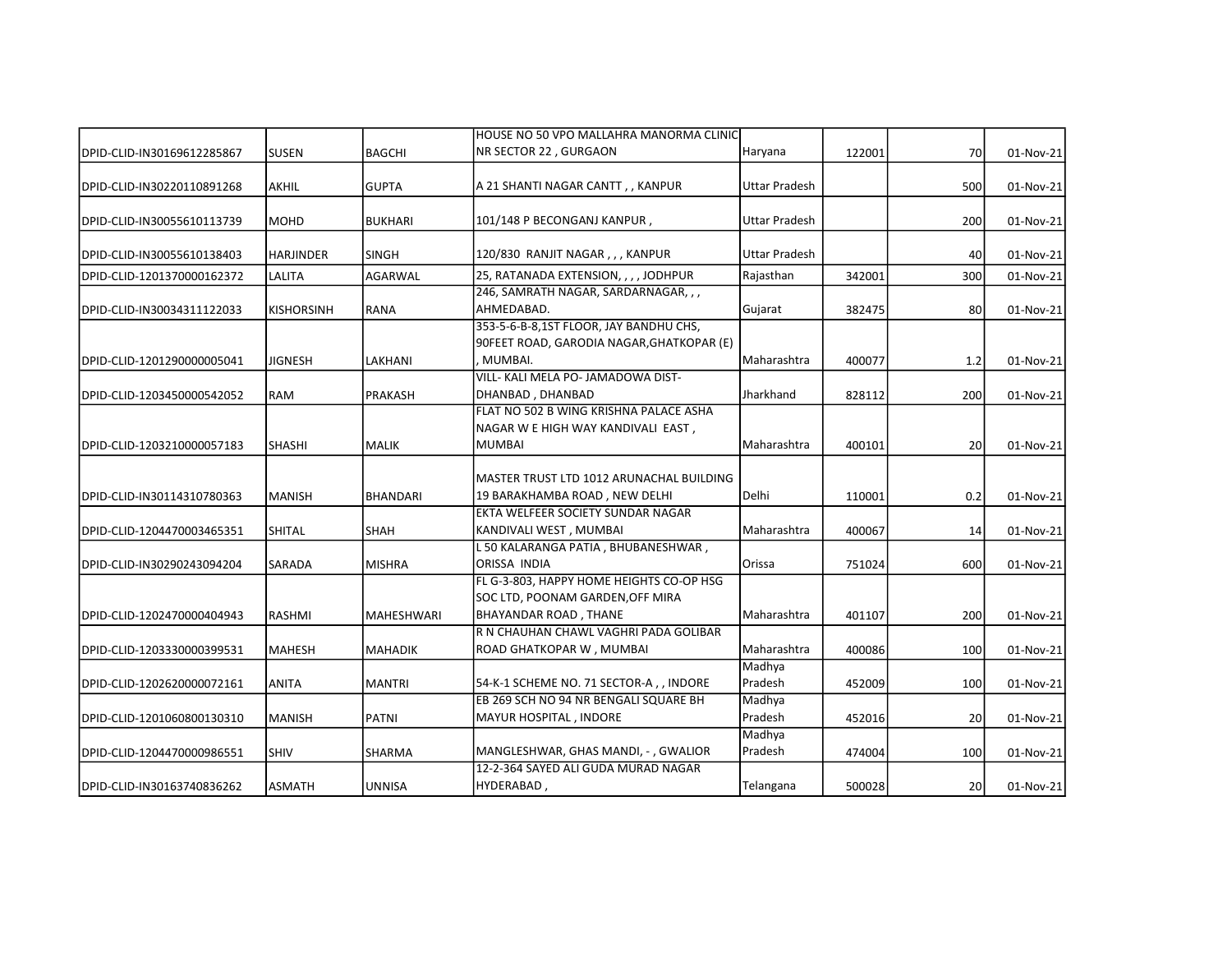| | | | | | | | |
|---|---|---|---|---|---|---|---|
| DPID-CLID-IN30169612285867 | SUSEN | BAGCHI | HOUSE NO 50 VPO MALLAHRA MANORMA CLINIC NR SECTOR 22 , GURGAON | Haryana | 122001 | 70 | 01-Nov-21 |
| DPID-CLID-IN30220110891268 | AKHIL | GUPTA | A 21 SHANTI NAGAR CANTT , , KANPUR | Uttar Pradesh | | 500 | 01-Nov-21 |
| DPID-CLID-IN30055610113739 | MOHD | BUKHARI | 101/148 P BECONGANJ KANPUR , | Uttar Pradesh | | 200 | 01-Nov-21 |
| DPID-CLID-IN30055610138403 | HARJINDER | SINGH | 120/830 RANJIT NAGAR , , , KANPUR | Uttar Pradesh | | 40 | 01-Nov-21 |
| DPID-CLID-1201370000162372 | LALITA | AGARWAL | 25, RATANADA EXTENSION, , , , JODHPUR | Rajasthan | 342001 | 300 | 01-Nov-21 |
| DPID-CLID-IN30034311122033 | KISHORSINH | RANA | 246, SAMRATH NAGAR, SARDARNAGAR, , , AHMEDABAD. | Gujarat | 382475 | 80 | 01-Nov-21 |
| DPID-CLID-1201290000005041 | JIGNESH | LAKHANI | 353-5-6-B-8,1ST FLOOR, JAY BANDHU CHS, 90FEET ROAD, GARODIA NAGAR,GHATKOPAR (E) , MUMBAI. | Maharashtra | 400077 | 1.2 | 01-Nov-21 |
| DPID-CLID-1203450000542052 | RAM | PRAKASH | VILL- KALI MELA PO- JAMADOWA DIST- DHANBAD , DHANBAD | Jharkhand | 828112 | 200 | 01-Nov-21 |
| DPID-CLID-1203210000057183 | SHASHI | MALIK | FLAT NO 502 B WING KRISHNA PALACE ASHA NAGAR W E HIGH WAY KANDIVALI EAST , MUMBAI | Maharashtra | 400101 | 20 | 01-Nov-21 |
| DPID-CLID-IN30114310780363 | MANISH | BHANDARI | MASTER TRUST LTD 1012 ARUNACHAL BUILDING 19 BARAKHAMBA ROAD , NEW DELHI | Delhi | 110001 | 0.2 | 01-Nov-21 |
| DPID-CLID-1204470003465351 | SHITAL | SHAH | EKTA WELFEER SOCIETY SUNDAR NAGAR KANDIVALI WEST , MUMBAI | Maharashtra | 400067 | 14 | 01-Nov-21 |
| DPID-CLID-IN30290243094204 | SARADA | MISHRA | L 50 KALARANGA PATIA , BHUBANESHWAR , ORISSA INDIA | Orissa | 751024 | 600 | 01-Nov-21 |
| DPID-CLID-1202470000404943 | RASHMI | MAHESHWARI | FL G-3-803, HAPPY HOME HEIGHTS CO-OP HSG SOC LTD, POONAM GARDEN,OFF MIRA BHAYANDAR ROAD , THANE | Maharashtra | 401107 | 200 | 01-Nov-21 |
| DPID-CLID-1203330000399531 | MAHESH | MAHADIK | R N CHAUHAN CHAWL VAGHRI PADA GOLIBAR ROAD GHATKOPAR W , MUMBAI | Maharashtra | 400086 | 100 | 01-Nov-21 |
| DPID-CLID-1202620000072161 | ANITA | MANTRI | 54-K-1 SCHEME NO. 71 SECTOR-A , , INDORE | Madhya Pradesh | 452009 | 100 | 01-Nov-21 |
| DPID-CLID-1201060800130310 | MANISH | PATNI | EB 269 SCH NO 94 NR BENGALI SQUARE BH MAYUR HOSPITAL , INDORE | Madhya Pradesh | 452016 | 20 | 01-Nov-21 |
| DPID-CLID-1204470000986551 | SHIV | SHARMA | MANGLESHWAR, GHAS MANDI, - , GWALIOR | Madhya Pradesh | 474004 | 100 | 01-Nov-21 |
| DPID-CLID-IN30163740836262 | ASMATH | UNNISA | 12-2-364 SAYED ALI GUDA MURAD NAGAR HYDERABAD , | Telangana | 500028 | 20 | 01-Nov-21 |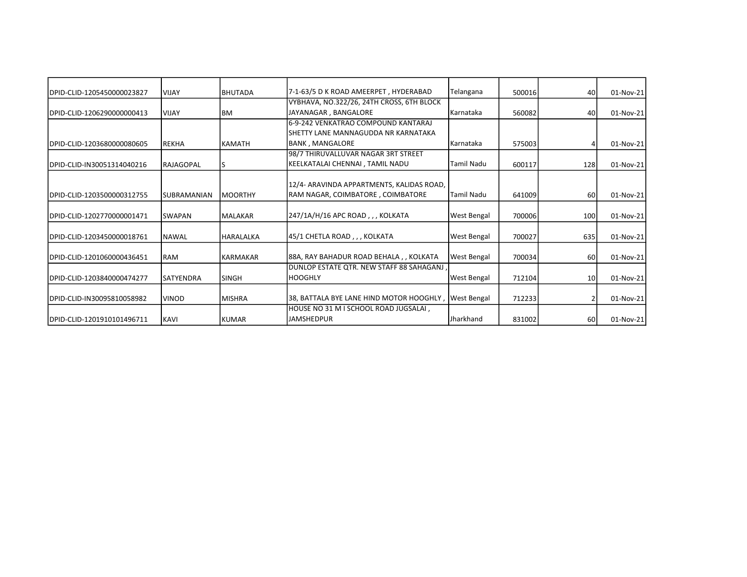| | | | | | | | |
|---|---|---|---|---|---|---|---|
| DPID-CLID-1205450000023827 | VIJAY | BHUTADA | 7-1-63/5 D K ROAD AMEERPET , HYDERABAD | Telangana | 500016 | 40 | 01-Nov-21 |
| DPID-CLID-1206290000000413 | VIJAY | BM | VYBHAVA, NO.322/26, 24TH CROSS, 6TH BLOCK JAYANAGAR , BANGALORE | Karnataka | 560082 | 40 | 01-Nov-21 |
| DPID-CLID-1203680000080605 | REKHA | KAMATH | 6-9-242 VENKATRAO COMPOUND KANTARAJ SHETTY LANE MANNAGUDDA NR KARNATAKA BANK , MANGALORE | Karnataka | 575003 | 4 | 01-Nov-21 |
| DPID-CLID-IN30051314040216 | RAJAGOPAL | S | 98/7 THIRUVALLUVAR NAGAR 3RT STREET KEELKATALAI CHENNAI , TAMIL NADU | Tamil Nadu | 600117 | 128 | 01-Nov-21 |
| DPID-CLID-1203500000312755 | SUBRAMANIAN | MOORTHY | 12/4- ARAVINDA APPARTMENTS, KALIDAS ROAD, RAM NAGAR, COIMBATORE , COIMBATORE | Tamil Nadu | 641009 | 60 | 01-Nov-21 |
| DPID-CLID-1202770000001471 | SWAPAN | MALAKAR | 247/1A/H/16 APC ROAD , , , KOLKATA | West Bengal | 700006 | 100 | 01-Nov-21 |
| DPID-CLID-1203450000018761 | NAWAL | HARALALKA | 45/1 CHETLA ROAD , , , KOLKATA | West Bengal | 700027 | 635 | 01-Nov-21 |
| DPID-CLID-1201060000436451 | RAM | KARMAKAR | 88A, RAY BAHADUR ROAD BEHALA , , KOLKATA | West Bengal | 700034 | 60 | 01-Nov-21 |
| DPID-CLID-1203840000474277 | SATYENDRA | SINGH | DUNLOP ESTATE QTR. NEW STAFF 88 SAHAGANJ , HOOGHLY | West Bengal | 712104 | 10 | 01-Nov-21 |
| DPID-CLID-IN30095810058982 | VINOD | MISHRA | 38, BATTALA BYE LANE HIND MOTOR HOOGHLY , | West Bengal | 712233 | 2 | 01-Nov-21 |
| DPID-CLID-1201910101496711 | KAVI | KUMAR | HOUSE NO 31 M I SCHOOL ROAD JUGSALAI , JAMSHEDPUR | Jharkhand | 831002 | 60 | 01-Nov-21 |